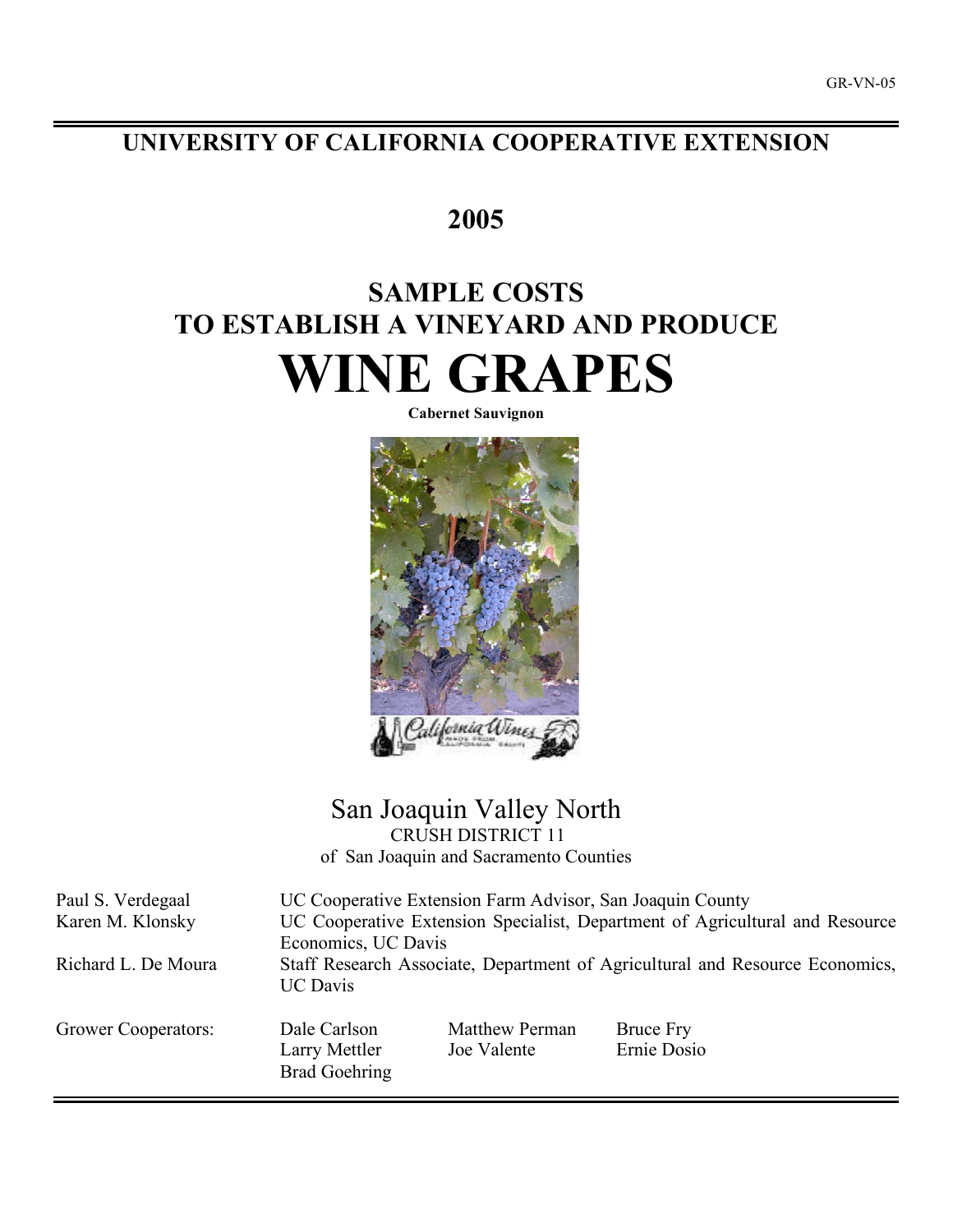GR-VN-05

# UNIVERSITY OF CALIFORNIA COOPERATIVE EXTENSION

## 2005

# SAMPLE COSTS TO ESTABLISH A VINEYARD AND PRODUCE WINE GRAPES

**Cabernet Sauvignon**

San Joaquin Valley North
CRUSH DISTRICT 11
of San Joaquin and Sacramento Counties

| | |
|---|---|
| Paul S. Verdegaal | UC Cooperative Extension Farm Advisor, San Joaquin County |
| Karen M. Klonsky | UC Cooperative Extension Specialist, Department of Agricultural and Resource Economics, UC Davis |
| Richard L. De Moura | Staff Research Associate, Department of Agricultural and Resource Economics, UC Davis |

| | | | |
|---|---|---|---|
| Grower Cooperators: | Dale Carlson | Matthew Perman | Bruce Fry |
| | Larry Mettler | Joe Valente | Ernie Dosio |
| | Brad Goehring | | |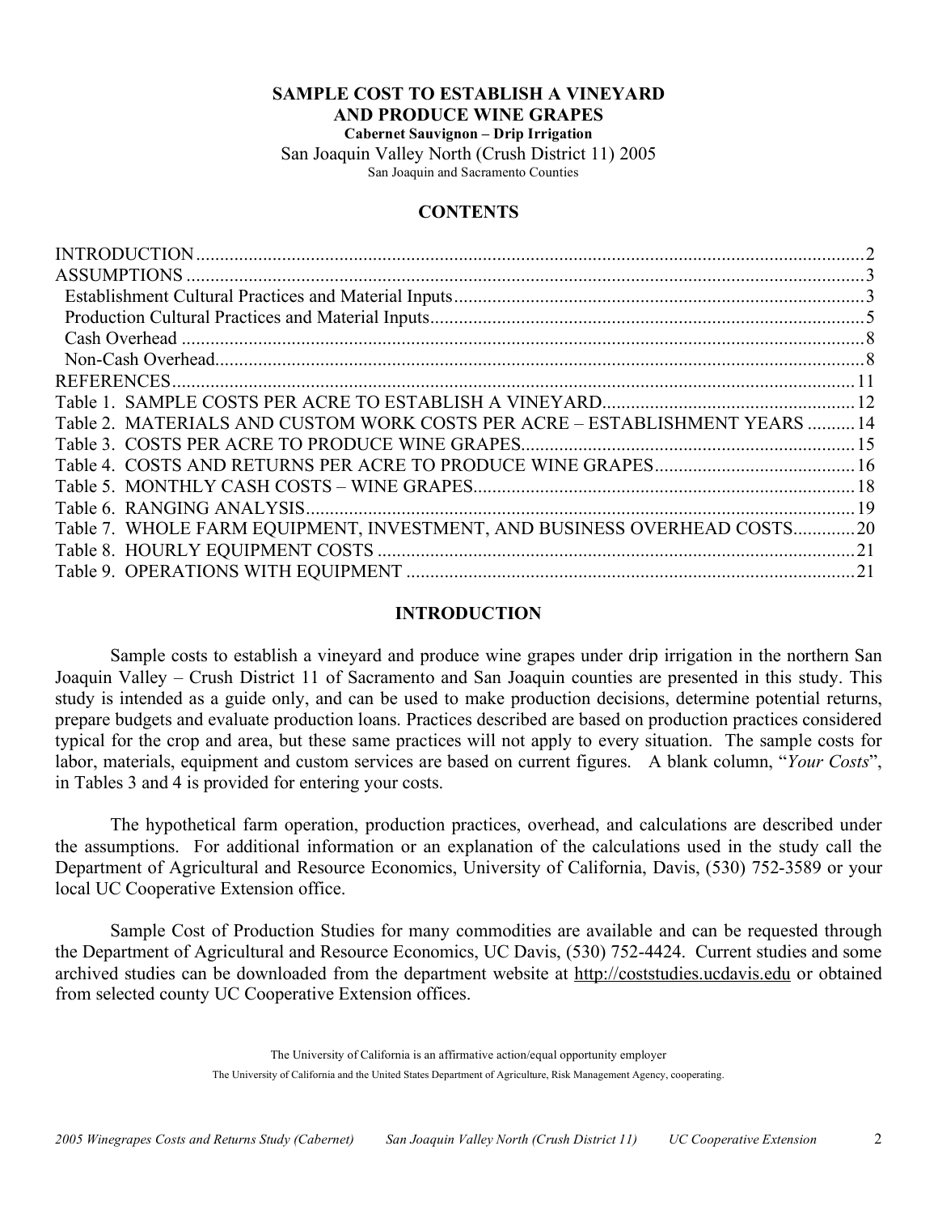# SAMPLE COST TO ESTABLISH A VINEYARD AND PRODUCE WINE GRAPES

**Cabernet Sauvignon – Drip Irrigation**

San Joaquin Valley North (Crush District 11) 2005

San Joaquin and Sacramento Counties

## CONTENTS

| | |
|---|---|
| INTRODUCTION | 2 |
| ASSUMPTIONS | 3 |
| Establishment Cultural Practices and Material Inputs | 3 |
| Production Cultural Practices and Material Inputs | 5 |
| Cash Overhead | 8 |
| Non-Cash Overhead | 8 |
| REFERENCES | 11 |
| Table 1. SAMPLE COSTS PER ACRE TO ESTABLISH A VINEYARD | 12 |
| Table 2. MATERIALS AND CUSTOM WORK COSTS PER ACRE – ESTABLISHMENT YEARS | 14 |
| Table 3. COSTS PER ACRE TO PRODUCE WINE GRAPES | 15 |
| Table 4. COSTS AND RETURNS PER ACRE TO PRODUCE WINE GRAPES | 16 |
| Table 5. MONTHLY CASH COSTS – WINE GRAPES | 18 |
| Table 6. RANGING ANALYSIS | 19 |
| Table 7. WHOLE FARM EQUIPMENT, INVESTMENT, AND BUSINESS OVERHEAD COSTS | 20 |
| Table 8. HOURLY EQUIPMENT COSTS | 21 |
| Table 9. OPERATIONS WITH EQUIPMENT | 21 |

## INTRODUCTION

Sample costs to establish a vineyard and produce wine grapes under drip irrigation in the northern San Joaquin Valley – Crush District 11 of Sacramento and San Joaquin counties are presented in this study. This study is intended as a guide only, and can be used to make production decisions, determine potential returns, prepare budgets and evaluate production loans. Practices described are based on production practices considered typical for the crop and area, but these same practices will not apply to every situation. The sample costs for labor, materials, equipment and custom services are based on current figures. A blank column, "*Your Costs*", in Tables 3 and 4 is provided for entering your costs.

The hypothetical farm operation, production practices, overhead, and calculations are described under the assumptions. For additional information or an explanation of the calculations used in the study call the Department of Agricultural and Resource Economics, University of California, Davis, (530) 752-3589 or your local UC Cooperative Extension office.

Sample Cost of Production Studies for many commodities are available and can be requested through the Department of Agricultural and Resource Economics, UC Davis, (530) 752-4424. Current studies and some archived studies can be downloaded from the department website at http://coststudies.ucdavis.edu or obtained from selected county UC Cooperative Extension offices.

The University of California is an affirmative action/equal opportunity employer

The University of California and the United States Department of Agriculture, Risk Management Agency, cooperating.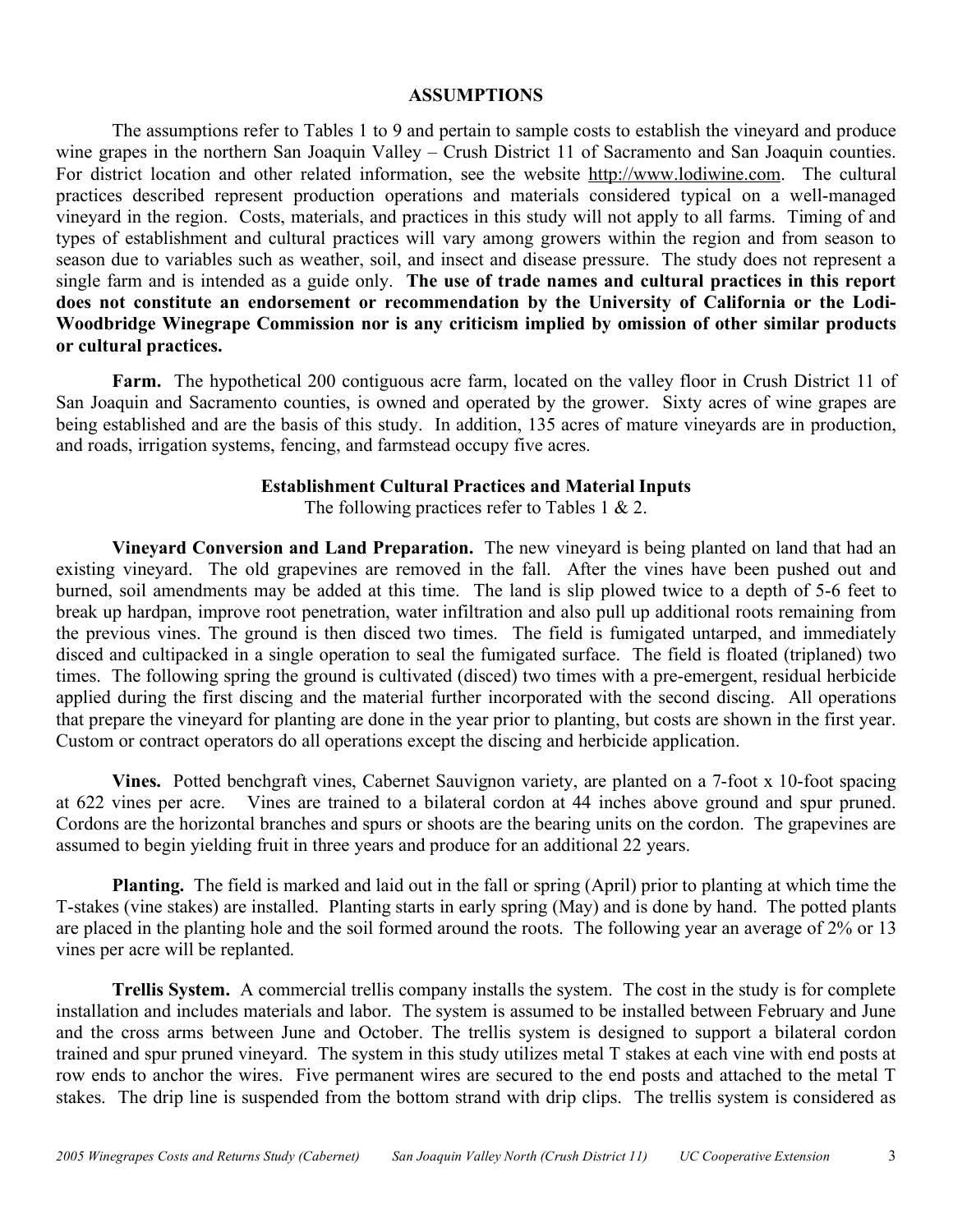## ASSUMPTIONS

The assumptions refer to Tables 1 to 9 and pertain to sample costs to establish the vineyard and produce wine grapes in the northern San Joaquin Valley – Crush District 11 of Sacramento and San Joaquin counties. For district location and other related information, see the website http://www.lodiwine.com. The cultural practices described represent production operations and materials considered typical on a well-managed vineyard in the region. Costs, materials, and practices in this study will not apply to all farms. Timing of and types of establishment and cultural practices will vary among growers within the region and from season to season due to variables such as weather, soil, and insect and disease pressure. The study does not represent a single farm and is intended as a guide only. **The use of trade names and cultural practices in this report does not constitute an endorsement or recommendation by the University of California or the Lodi-Woodbridge Winegrape Commission nor is any criticism implied by omission of other similar products or cultural practices.**

**Farm.** The hypothetical 200 contiguous acre farm, located on the valley floor in Crush District 11 of San Joaquin and Sacramento counties, is owned and operated by the grower. Sixty acres of wine grapes are being established and are the basis of this study. In addition, 135 acres of mature vineyards are in production, and roads, irrigation systems, fencing, and farmstead occupy five acres.

### Establishment Cultural Practices and Material Inputs

The following practices refer to Tables 1 & 2.

**Vineyard Conversion and Land Preparation.** The new vineyard is being planted on land that had an existing vineyard. The old grapevines are removed in the fall. After the vines have been pushed out and burned, soil amendments may be added at this time. The land is slip plowed twice to a depth of 5-6 feet to break up hardpan, improve root penetration, water infiltration and also pull up additional roots remaining from the previous vines. The ground is then disced two times. The field is fumigated untarped, and immediately disced and cultipacked in a single operation to seal the fumigated surface. The field is floated (triplaned) two times. The following spring the ground is cultivated (disced) two times with a pre-emergent, residual herbicide applied during the first discing and the material further incorporated with the second discing. All operations that prepare the vineyard for planting are done in the year prior to planting, but costs are shown in the first year. Custom or contract operators do all operations except the discing and herbicide application.

**Vines.** Potted benchgraft vines, Cabernet Sauvignon variety, are planted on a 7-foot x 10-foot spacing at 622 vines per acre. Vines are trained to a bilateral cordon at 44 inches above ground and spur pruned. Cordons are the horizontal branches and spurs or shoots are the bearing units on the cordon. The grapevines are assumed to begin yielding fruit in three years and produce for an additional 22 years.

**Planting.** The field is marked and laid out in the fall or spring (April) prior to planting at which time the T-stakes (vine stakes) are installed. Planting starts in early spring (May) and is done by hand. The potted plants are placed in the planting hole and the soil formed around the roots. The following year an average of 2% or 13 vines per acre will be replanted.

**Trellis System.** A commercial trellis company installs the system. The cost in the study is for complete installation and includes materials and labor. The system is assumed to be installed between February and June and the cross arms between June and October. The trellis system is designed to support a bilateral cordon trained and spur pruned vineyard. The system in this study utilizes metal T stakes at each vine with end posts at row ends to anchor the wires. Five permanent wires are secured to the end posts and attached to the metal T stakes. The drip line is suspended from the bottom strand with drip clips. The trellis system is considered as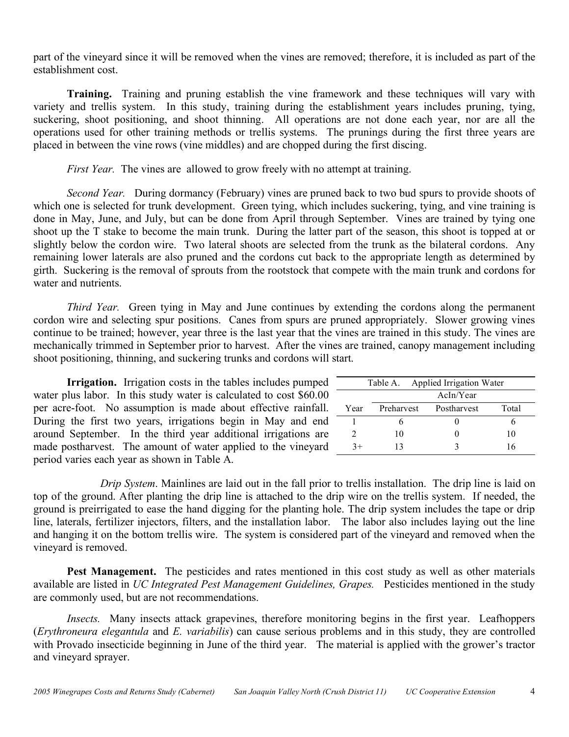part of the vineyard since it will be removed when the vines are removed; therefore, it is included as part of the establishment cost.

**Training.** Training and pruning establish the vine framework and these techniques will vary with variety and trellis system. In this study, training during the establishment years includes pruning, tying, suckering, shoot positioning, and shoot thinning. All operations are not done each year, nor are all the operations used for other training methods or trellis systems. The prunings during the first three years are placed in between the vine rows (vine middles) and are chopped during the first discing.

*First Year.* The vines are allowed to grow freely with no attempt at training.

*Second Year.* During dormancy (February) vines are pruned back to two bud spurs to provide shoots of which one is selected for trunk development. Green tying, which includes suckering, tying, and vine training is done in May, June, and July, but can be done from April through September. Vines are trained by tying one shoot up the T stake to become the main trunk. During the latter part of the season, this shoot is topped at or slightly below the cordon wire. Two lateral shoots are selected from the trunk as the bilateral cordons. Any remaining lower laterals are also pruned and the cordons cut back to the appropriate length as determined by girth. Suckering is the removal of sprouts from the rootstock that compete with the main trunk and cordons for water and nutrients.

*Third Year.* Green tying in May and June continues by extending the cordons along the permanent cordon wire and selecting spur positions. Canes from spurs are pruned appropriately. Slower growing vines continue to be trained; however, year three is the last year that the vines are trained in this study. The vines are mechanically trimmed in September prior to harvest. After the vines are trained, canopy management including shoot positioning, thinning, and suckering trunks and cordons will start.

**Irrigation.** Irrigation costs in the tables includes pumped water plus labor. In this study water is calculated to cost $60.00 per acre-foot. No assumption is made about effective rainfall. During the first two years, irrigations begin in May and end around September. In the third year additional irrigations are made postharvest. The amount of water applied to the vineyard period varies each year as shown in Table A.

Table A. Applied Irrigation Water

| | AcIn/Year | | |
|---|---|---|---|
| Year | Preharvest | Postharvest | Total |
| 1 | 6 | 0 | 6 |
| 2 | 10 | 0 | 10 |
| 3+ | 13 | 3 | 16 |

*Drip System*. Mainlines are laid out in the fall prior to trellis installation. The drip line is laid on top of the ground. After planting the drip line is attached to the drip wire on the trellis system. If needed, the ground is preirrigated to ease the hand digging for the planting hole. The drip system includes the tape or drip line, laterals, fertilizer injectors, filters, and the installation labor. The labor also includes laying out the line and hanging it on the bottom trellis wire. The system is considered part of the vineyard and removed when the vineyard is removed.

**Pest Management.** The pesticides and rates mentioned in this cost study as well as other materials available are listed in *UC Integrated Pest Management Guidelines, Grapes.* Pesticides mentioned in the study are commonly used, but are not recommendations.

*Insects.* Many insects attack grapevines, therefore monitoring begins in the first year. Leafhoppers (*Erythroneura elegantula* and *E. variabilis*) can cause serious problems and in this study, they are controlled with Provado insecticide beginning in June of the third year. The material is applied with the grower's tractor and vineyard sprayer.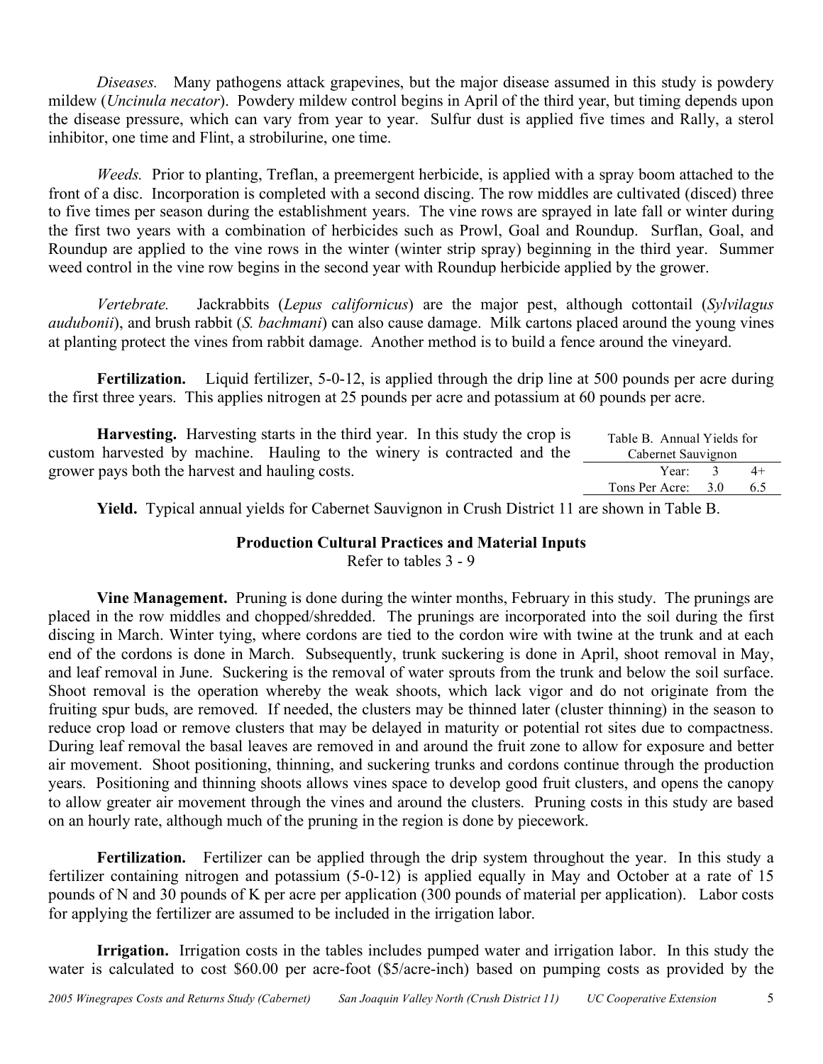*Diseases.* Many pathogens attack grapevines, but the major disease assumed in this study is powdery mildew (*Uncinula necator*). Powdery mildew control begins in April of the third year, but timing depends upon the disease pressure, which can vary from year to year. Sulfur dust is applied five times and Rally, a sterol inhibitor, one time and Flint, a strobilurine, one time.

*Weeds.* Prior to planting, Treflan, a preemergent herbicide, is applied with a spray boom attached to the front of a disc. Incorporation is completed with a second discing. The row middles are cultivated (disced) three to five times per season during the establishment years. The vine rows are sprayed in late fall or winter during the first two years with a combination of herbicides such as Prowl, Goal and Roundup. Surflan, Goal, and Roundup are applied to the vine rows in the winter (winter strip spray) beginning in the third year. Summer weed control in the vine row begins in the second year with Roundup herbicide applied by the grower.

*Vertebrate.* Jackrabbits (*Lepus californicus*) are the major pest, although cottontail (*Sylvilagus audubonii*), and brush rabbit (*S. bachmani*) can also cause damage. Milk cartons placed around the young vines at planting protect the vines from rabbit damage. Another method is to build a fence around the vineyard.

**Fertilization.** Liquid fertilizer, 5-0-12, is applied through the drip line at 500 pounds per acre during the first three years. This applies nitrogen at 25 pounds per acre and potassium at 60 pounds per acre.

**Harvesting.** Harvesting starts in the third year. In this study the crop is custom harvested by machine. Hauling to the winery is contracted and the grower pays both the harvest and hauling costs.

Table B. Annual Yields for Cabernet Sauvignon

| Year: | 3 | 4+ |
|---|---|---|
| Tons Per Acre: | 3.0 | 6.5 |

**Yield.** Typical annual yields for Cabernet Sauvignon in Crush District 11 are shown in Table B.

## Production Cultural Practices and Material Inputs

Refer to tables 3 - 9

**Vine Management.** Pruning is done during the winter months, February in this study. The prunings are placed in the row middles and chopped/shredded. The prunings are incorporated into the soil during the first discing in March. Winter tying, where cordons are tied to the cordon wire with twine at the trunk and at each end of the cordons is done in March. Subsequently, trunk suckering is done in April, shoot removal in May, and leaf removal in June. Suckering is the removal of water sprouts from the trunk and below the soil surface. Shoot removal is the operation whereby the weak shoots, which lack vigor and do not originate from the fruiting spur buds, are removed. If needed, the clusters may be thinned later (cluster thinning) in the season to reduce crop load or remove clusters that may be delayed in maturity or potential rot sites due to compactness. During leaf removal the basal leaves are removed in and around the fruit zone to allow for exposure and better air movement. Shoot positioning, thinning, and suckering trunks and cordons continue through the production years. Positioning and thinning shoots allows vines space to develop good fruit clusters, and opens the canopy to allow greater air movement through the vines and around the clusters. Pruning costs in this study are based on an hourly rate, although much of the pruning in the region is done by piecework.

**Fertilization.** Fertilizer can be applied through the drip system throughout the year. In this study a fertilizer containing nitrogen and potassium (5-0-12) is applied equally in May and October at a rate of 15 pounds of N and 30 pounds of K per acre per application (300 pounds of material per application). Labor costs for applying the fertilizer are assumed to be included in the irrigation labor.

**Irrigation.** Irrigation costs in the tables includes pumped water and irrigation labor. In this study the water is calculated to cost $60.00 per acre-foot ($5/acre-inch) based on pumping costs as provided by the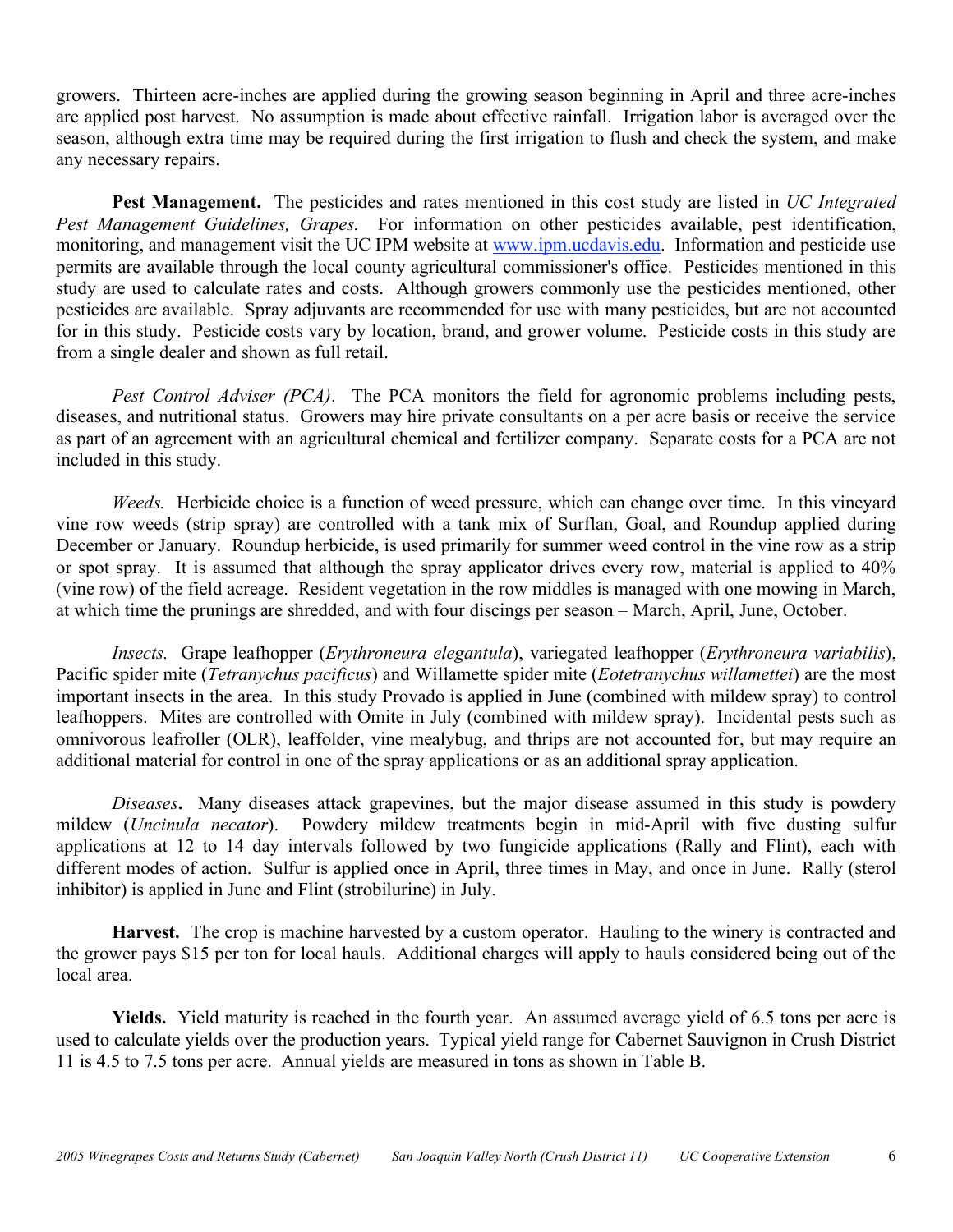growers. Thirteen acre-inches are applied during the growing season beginning in April and three acre-inches are applied post harvest. No assumption is made about effective rainfall. Irrigation labor is averaged over the season, although extra time may be required during the first irrigation to flush and check the system, and make any necessary repairs.

**Pest Management.** The pesticides and rates mentioned in this cost study are listed in *UC Integrated Pest Management Guidelines, Grapes.* For information on other pesticides available, pest identification, monitoring, and management visit the UC IPM website at [www.ipm.ucdavis.edu](http://www.ipm.ucdavis.edu). Information and pesticide use permits are available through the local county agricultural commissioner's office. Pesticides mentioned in this study are used to calculate rates and costs. Although growers commonly use the pesticides mentioned, other pesticides are available. Spray adjuvants are recommended for use with many pesticides, but are not accounted for in this study. Pesticide costs vary by location, brand, and grower volume. Pesticide costs in this study are from a single dealer and shown as full retail.

*Pest Control Adviser (PCA)*. The PCA monitors the field for agronomic problems including pests, diseases, and nutritional status. Growers may hire private consultants on a per acre basis or receive the service as part of an agreement with an agricultural chemical and fertilizer company. Separate costs for a PCA are not included in this study.

*Weeds.* Herbicide choice is a function of weed pressure, which can change over time. In this vineyard vine row weeds (strip spray) are controlled with a tank mix of Surflan, Goal, and Roundup applied during December or January. Roundup herbicide, is used primarily for summer weed control in the vine row as a strip or spot spray. It is assumed that although the spray applicator drives every row, material is applied to 40% (vine row) of the field acreage. Resident vegetation in the row middles is managed with one mowing in March, at which time the prunings are shredded, and with four discings per season – March, April, June, October.

*Insects.* Grape leafhopper (*Erythroneura elegantula*), variegated leafhopper (*Erythroneura variabilis*), Pacific spider mite (*Tetranychus pacificus*) and Willamette spider mite (*Eotetranychus willamettei*) are the most important insects in the area. In this study Provado is applied in June (combined with mildew spray) to control leafhoppers. Mites are controlled with Omite in July (combined with mildew spray). Incidental pests such as omnivorous leafroller (OLR), leaffolder, vine mealybug, and thrips are not accounted for, but may require an additional material for control in one of the spray applications or as an additional spray application.

*Diseases***.** Many diseases attack grapevines, but the major disease assumed in this study is powdery mildew (*Uncinula necator*). Powdery mildew treatments begin in mid-April with five dusting sulfur applications at 12 to 14 day intervals followed by two fungicide applications (Rally and Flint), each with different modes of action. Sulfur is applied once in April, three times in May, and once in June. Rally (sterol inhibitor) is applied in June and Flint (strobilurine) in July.

**Harvest.** The crop is machine harvested by a custom operator. Hauling to the winery is contracted and the grower pays $15 per ton for local hauls. Additional charges will apply to hauls considered being out of the local area.

**Yields.** Yield maturity is reached in the fourth year. An assumed average yield of 6.5 tons per acre is used to calculate yields over the production years. Typical yield range for Cabernet Sauvignon in Crush District 11 is 4.5 to 7.5 tons per acre. Annual yields are measured in tons as shown in Table B.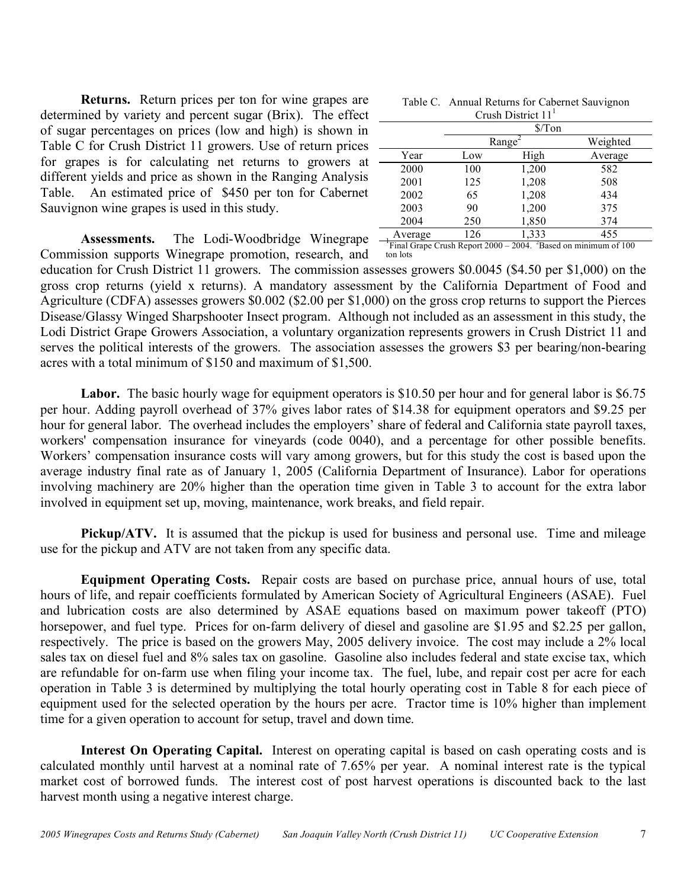**Returns.** Return prices per ton for wine grapes are determined by variety and percent sugar (Brix). The effect of sugar percentages on prices (low and high) is shown in Table C for Crush District 11 growers. Use of return prices for grapes is for calculating net returns to growers at different yields and price as shown in the Ranging Analysis Table. An estimated price of $450 per ton for Cabernet Sauvignon wine grapes is used in this study.

Table C. Annual Returns for Cabernet Sauvignon Crush District 11[1]

| | $/Ton | | |
|---|---|---|---|
| | Range[2] | | Weighted |
| Year | Low | High | Average |
| 2000 | 100 | 1,200 | 582 |
| 2001 | 125 | 1,208 | 508 |
| 2002 | 65 | 1,208 | 434 |
| 2003 | 90 | 1,200 | 375 |
| 2004 | 250 | 1,850 | 374 |
| Average | 126 | 1,333 | 455 |

[1]Final Grape Crush Report 2000 – 2004. [2]Based on minimum of 100 ton lots

**Assessments.** The Lodi-Woodbridge Winegrape Commission supports Winegrape promotion, research, and education for Crush District 11 growers. The commission assesses growers $0.0045 ($4.50 per $1,000) on the gross crop returns (yield x returns). A mandatory assessment by the California Department of Food and Agriculture (CDFA) assesses growers $0.002 ($2.00 per $1,000) on the gross crop returns to support the Pierces Disease/Glassy Winged Sharpshooter Insect program. Although not included as an assessment in this study, the Lodi District Grape Growers Association, a voluntary organization represents growers in Crush District 11 and serves the political interests of the growers. The association assesses the growers $3 per bearing/non-bearing acres with a total minimum of $150 and maximum of $1,500.

**Labor.** The basic hourly wage for equipment operators is $10.50 per hour and for general labor is $6.75 per hour. Adding payroll overhead of 37% gives labor rates of $14.38 for equipment operators and $9.25 per hour for general labor. The overhead includes the employers' share of federal and California state payroll taxes, workers' compensation insurance for vineyards (code 0040), and a percentage for other possible benefits. Workers' compensation insurance costs will vary among growers, but for this study the cost is based upon the average industry final rate as of January 1, 2005 (California Department of Insurance). Labor for operations involving machinery are 20% higher than the operation time given in Table 3 to account for the extra labor involved in equipment set up, moving, maintenance, work breaks, and field repair.

**Pickup/ATV.** It is assumed that the pickup is used for business and personal use. Time and mileage use for the pickup and ATV are not taken from any specific data.

**Equipment Operating Costs.** Repair costs are based on purchase price, annual hours of use, total hours of life, and repair coefficients formulated by American Society of Agricultural Engineers (ASAE). Fuel and lubrication costs are also determined by ASAE equations based on maximum power takeoff (PTO) horsepower, and fuel type. Prices for on-farm delivery of diesel and gasoline are $1.95 and $2.25 per gallon, respectively. The price is based on the growers May, 2005 delivery invoice. The cost may include a 2% local sales tax on diesel fuel and 8% sales tax on gasoline. Gasoline also includes federal and state excise tax, which are refundable for on-farm use when filing your income tax. The fuel, lube, and repair cost per acre for each operation in Table 3 is determined by multiplying the total hourly operating cost in Table 8 for each piece of equipment used for the selected operation by the hours per acre. Tractor time is 10% higher than implement time for a given operation to account for setup, travel and down time.

**Interest On Operating Capital.** Interest on operating capital is based on cash operating costs and is calculated monthly until harvest at a nominal rate of 7.65% per year. A nominal interest rate is the typical market cost of borrowed funds. The interest cost of post harvest operations is discounted back to the last harvest month using a negative interest charge.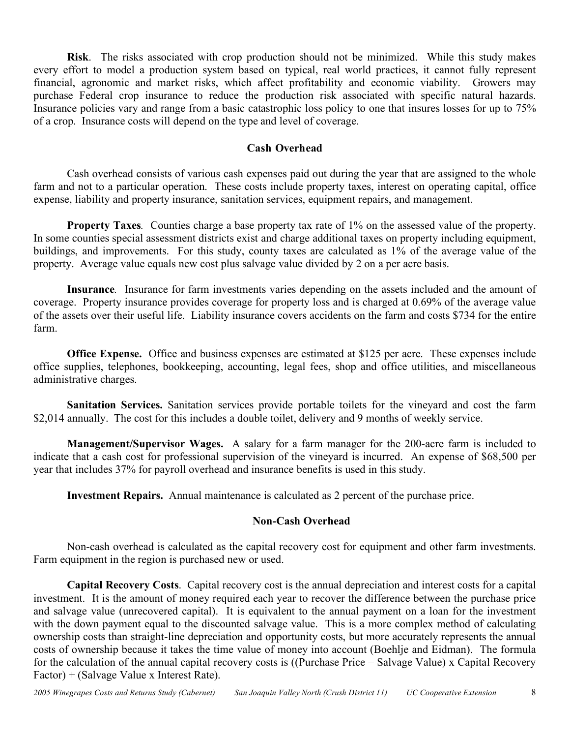**Risk**. The risks associated with crop production should not be minimized. While this study makes every effort to model a production system based on typical, real world practices, it cannot fully represent financial, agronomic and market risks, which affect profitability and economic viability. Growers may purchase Federal crop insurance to reduce the production risk associated with specific natural hazards. Insurance policies vary and range from a basic catastrophic loss policy to one that insures losses for up to 75% of a crop. Insurance costs will depend on the type and level of coverage.

## Cash Overhead

Cash overhead consists of various cash expenses paid out during the year that are assigned to the whole farm and not to a particular operation. These costs include property taxes, interest on operating capital, office expense, liability and property insurance, sanitation services, equipment repairs, and management.

**Property Taxes**. Counties charge a base property tax rate of 1% on the assessed value of the property. In some counties special assessment districts exist and charge additional taxes on property including equipment, buildings, and improvements. For this study, county taxes are calculated as 1% of the average value of the property. Average value equals new cost plus salvage value divided by 2 on a per acre basis.

**Insurance**. Insurance for farm investments varies depending on the assets included and the amount of coverage. Property insurance provides coverage for property loss and is charged at 0.69% of the average value of the assets over their useful life. Liability insurance covers accidents on the farm and costs $734 for the entire farm.

**Office Expense.** Office and business expenses are estimated at $125 per acre. These expenses include office supplies, telephones, bookkeeping, accounting, legal fees, shop and office utilities, and miscellaneous administrative charges.

**Sanitation Services.** Sanitation services provide portable toilets for the vineyard and cost the farm $2,014 annually. The cost for this includes a double toilet, delivery and 9 months of weekly service.

**Management/Supervisor Wages.** A salary for a farm manager for the 200-acre farm is included to indicate that a cash cost for professional supervision of the vineyard is incurred. An expense of $68,500 per year that includes 37% for payroll overhead and insurance benefits is used in this study.

**Investment Repairs.** Annual maintenance is calculated as 2 percent of the purchase price.

## Non-Cash Overhead

Non-cash overhead is calculated as the capital recovery cost for equipment and other farm investments. Farm equipment in the region is purchased new or used.

**Capital Recovery Costs**. Capital recovery cost is the annual depreciation and interest costs for a capital investment. It is the amount of money required each year to recover the difference between the purchase price and salvage value (unrecovered capital). It is equivalent to the annual payment on a loan for the investment with the down payment equal to the discounted salvage value. This is a more complex method of calculating ownership costs than straight-line depreciation and opportunity costs, but more accurately represents the annual costs of ownership because it takes the time value of money into account (Boehlje and Eidman). The formula for the calculation of the annual capital recovery costs is ((Purchase Price – Salvage Value) x Capital Recovery Factor) + (Salvage Value x Interest Rate).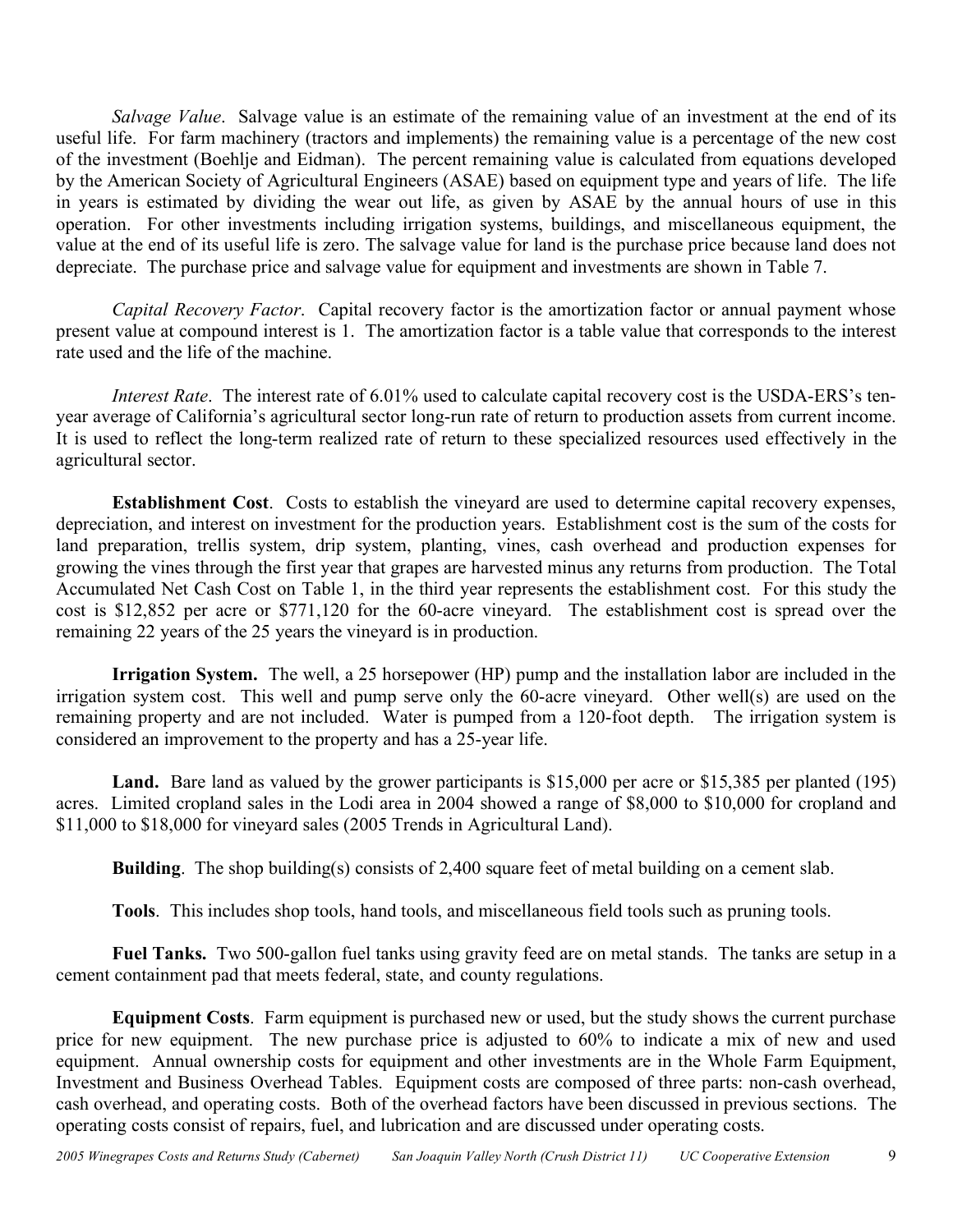*Salvage Value*. Salvage value is an estimate of the remaining value of an investment at the end of its useful life. For farm machinery (tractors and implements) the remaining value is a percentage of the new cost of the investment (Boehlje and Eidman). The percent remaining value is calculated from equations developed by the American Society of Agricultural Engineers (ASAE) based on equipment type and years of life. The life in years is estimated by dividing the wear out life, as given by ASAE by the annual hours of use in this operation. For other investments including irrigation systems, buildings, and miscellaneous equipment, the value at the end of its useful life is zero. The salvage value for land is the purchase price because land does not depreciate. The purchase price and salvage value for equipment and investments are shown in Table 7.

*Capital Recovery Factor*. Capital recovery factor is the amortization factor or annual payment whose present value at compound interest is 1. The amortization factor is a table value that corresponds to the interest rate used and the life of the machine.

*Interest Rate*. The interest rate of 6.01% used to calculate capital recovery cost is the USDA-ERS's ten-year average of California's agricultural sector long-run rate of return to production assets from current income. It is used to reflect the long-term realized rate of return to these specialized resources used effectively in the agricultural sector.

**Establishment Cost**. Costs to establish the vineyard are used to determine capital recovery expenses, depreciation, and interest on investment for the production years. Establishment cost is the sum of the costs for land preparation, trellis system, drip system, planting, vines, cash overhead and production expenses for growing the vines through the first year that grapes are harvested minus any returns from production. The Total Accumulated Net Cash Cost on Table 1, in the third year represents the establishment cost. For this study the cost is $12,852 per acre or $771,120 for the 60-acre vineyard. The establishment cost is spread over the remaining 22 years of the 25 years the vineyard is in production.

**Irrigation System.** The well, a 25 horsepower (HP) pump and the installation labor are included in the irrigation system cost. This well and pump serve only the 60-acre vineyard. Other well(s) are used on the remaining property and are not included. Water is pumped from a 120-foot depth. The irrigation system is considered an improvement to the property and has a 25-year life.

**Land.** Bare land as valued by the grower participants is $15,000 per acre or $15,385 per planted (195) acres. Limited cropland sales in the Lodi area in 2004 showed a range of $8,000 to $10,000 for cropland and $11,000 to $18,000 for vineyard sales (2005 Trends in Agricultural Land).

**Building**. The shop building(s) consists of 2,400 square feet of metal building on a cement slab.

**Tools**. This includes shop tools, hand tools, and miscellaneous field tools such as pruning tools.

**Fuel Tanks.** Two 500-gallon fuel tanks using gravity feed are on metal stands. The tanks are setup in a cement containment pad that meets federal, state, and county regulations.

**Equipment Costs**. Farm equipment is purchased new or used, but the study shows the current purchase price for new equipment. The new purchase price is adjusted to 60% to indicate a mix of new and used equipment. Annual ownership costs for equipment and other investments are in the Whole Farm Equipment, Investment and Business Overhead Tables. Equipment costs are composed of three parts: non-cash overhead, cash overhead, and operating costs. Both of the overhead factors have been discussed in previous sections. The operating costs consist of repairs, fuel, and lubrication and are discussed under operating costs.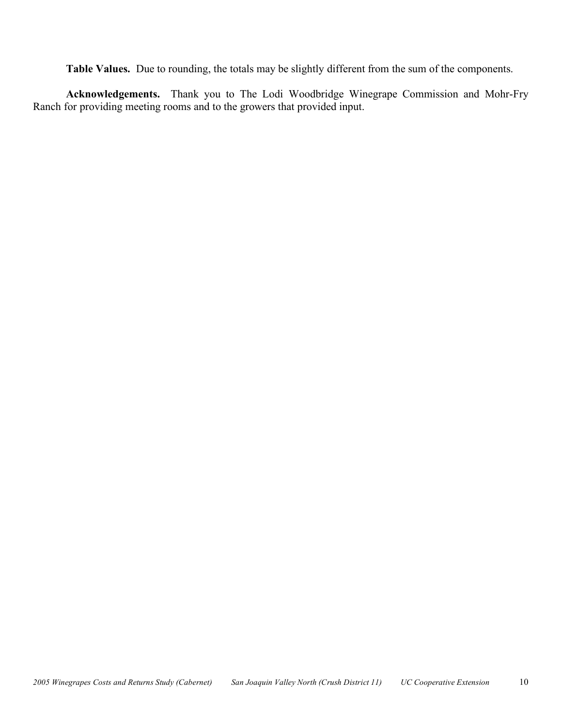**Table Values.** Due to rounding, the totals may be slightly different from the sum of the components.

**Acknowledgements.** Thank you to The Lodi Woodbridge Winegrape Commission and Mohr-Fry Ranch for providing meeting rooms and to the growers that provided input.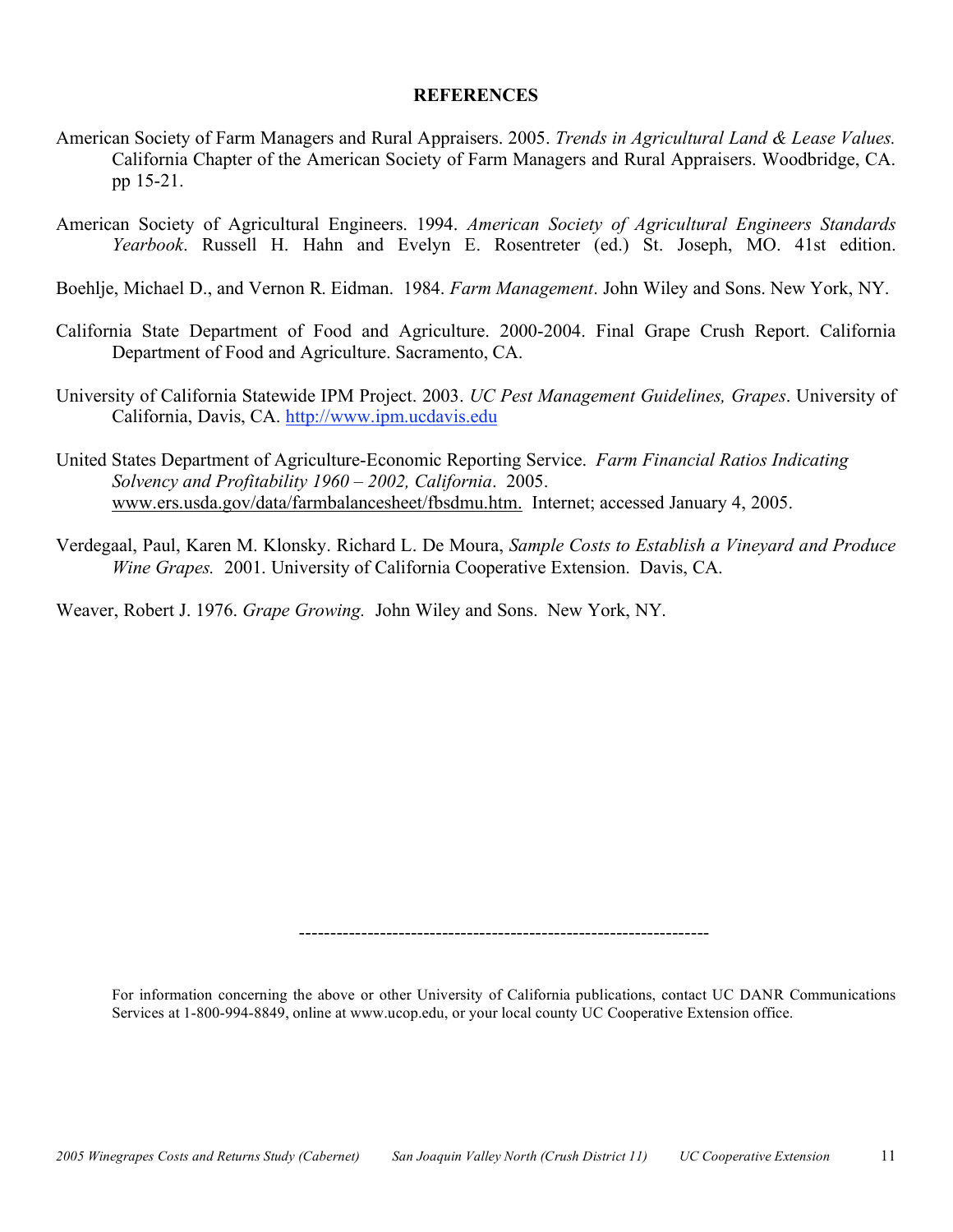## REFERENCES

American Society of Farm Managers and Rural Appraisers. 2005. *Trends in Agricultural Land & Lease Values.* California Chapter of the American Society of Farm Managers and Rural Appraisers. Woodbridge, CA. pp 15-21.

American Society of Agricultural Engineers. 1994. *American Society of Agricultural Engineers Standards Yearbook*. Russell H. Hahn and Evelyn E. Rosentreter (ed.) St. Joseph, MO. 41st edition.

Boehlje, Michael D., and Vernon R. Eidman. 1984. *Farm Management*. John Wiley and Sons. New York, NY.

California State Department of Food and Agriculture. 2000-2004. Final Grape Crush Report. California Department of Food and Agriculture. Sacramento, CA.

University of California Statewide IPM Project. 2003. *UC Pest Management Guidelines, Grapes*. University of California, Davis, CA. http://www.ipm.ucdavis.edu

United States Department of Agriculture-Economic Reporting Service. *Farm Financial Ratios Indicating Solvency and Profitability 1960 – 2002, California*. 2005. www.ers.usda.gov/data/farmbalancesheet/fbsdmu.htm. Internet; accessed January 4, 2005.

Verdegaal, Paul, Karen M. Klonsky. Richard L. De Moura, *Sample Costs to Establish a Vineyard and Produce Wine Grapes.* 2001. University of California Cooperative Extension. Davis, CA.

Weaver, Robert J. 1976. *Grape Growing.* John Wiley and Sons. New York, NY.

---

For information concerning the above or other University of California publications, contact UC DANR Communications Services at 1-800-994-8849, online at www.ucop.edu, or your local county UC Cooperative Extension office.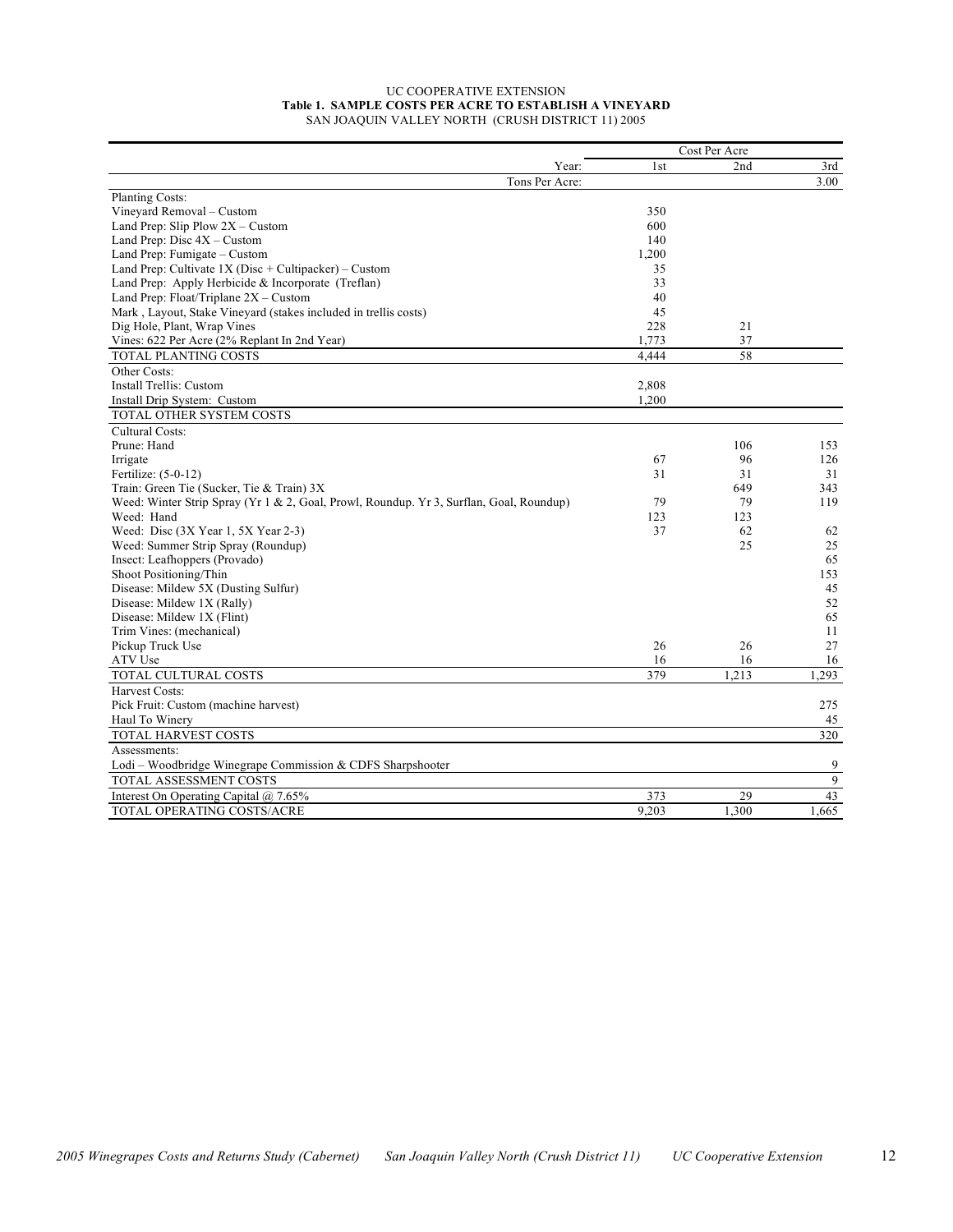UC COOPERATIVE EXTENSION

**Table 1. SAMPLE COSTS PER ACRE TO ESTABLISH A VINEYARD**

SAN JOAQUIN VALLEY NORTH (CRUSH DISTRICT 11) 2005

| | Cost Per Acre | | |
|---|---|---|---|
| Year: | 1st | 2nd | 3rd |
| Tons Per Acre: | | | 3.00 |
| Planting Costs: | | | |
| Vineyard Removal – Custom | 350 | | |
| Land Prep: Slip Plow 2X – Custom | 600 | | |
| Land Prep: Disc 4X – Custom | 140 | | |
| Land Prep: Fumigate – Custom | 1,200 | | |
| Land Prep: Cultivate 1X (Disc + Cultipacker) – Custom | 35 | | |
| Land Prep: Apply Herbicide & Incorporate (Treflan) | 33 | | |
| Land Prep: Float/Triplane 2X – Custom | 40 | | |
| Mark , Layout, Stake Vineyard (stakes included in trellis costs) | 45 | | |
| Dig Hole, Plant, Wrap Vines | 228 | 21 | |
| Vines: 622 Per Acre (2% Replant In 2nd Year) | 1,773 | 37 | |
| TOTAL PLANTING COSTS | 4,444 | 58 | |
| Other Costs: | | | |
| Install Trellis: Custom | 2,808 | | |
| Install Drip System: Custom | 1,200 | | |
| TOTAL OTHER SYSTEM COSTS | | | |
| Cultural Costs: | | | |
| Prune: Hand | | 106 | 153 |
| Irrigate | 67 | 96 | 126 |
| Fertilize: (5-0-12) | 31 | 31 | 31 |
| Train: Green Tie (Sucker, Tie & Train) 3X | | 649 | 343 |
| Weed: Winter Strip Spray (Yr 1 & 2, Goal, Prowl, Roundup. Yr 3, Surflan, Goal, Roundup) | 79 | 79 | 119 |
| Weed: Hand | 123 | 123 | |
| Weed: Disc (3X Year 1, 5X Year 2-3) | 37 | 62 | 62 |
| Weed: Summer Strip Spray (Roundup) | | 25 | 25 |
| Insect: Leafhoppers (Provado) | | | 65 |
| Shoot Positioning/Thin | | | 153 |
| Disease: Mildew 5X (Dusting Sulfur) | | | 45 |
| Disease: Mildew 1X (Rally) | | | 52 |
| Disease: Mildew 1X (Flint) | | | 65 |
| Trim Vines: (mechanical) | | | 11 |
| Pickup Truck Use | 26 | 26 | 27 |
| ATV Use | 16 | 16 | 16 |
| TOTAL CULTURAL COSTS | 379 | 1,213 | 1,293 |
| Harvest Costs: | | | |
| Pick Fruit: Custom (machine harvest) | | | 275 |
| Haul To Winery | | | 45 |
| TOTAL HARVEST COSTS | | | 320 |
| Assessments: | | | |
| Lodi – Woodbridge Winegrape Commission & CDFS Sharpshooter | | | 9 |
| TOTAL ASSESSMENT COSTS | | | 9 |
| Interest On Operating Capital @ 7.65% | 373 | 29 | 43 |
| TOTAL OPERATING COSTS/ACRE | 9,203 | 1,300 | 1,665 |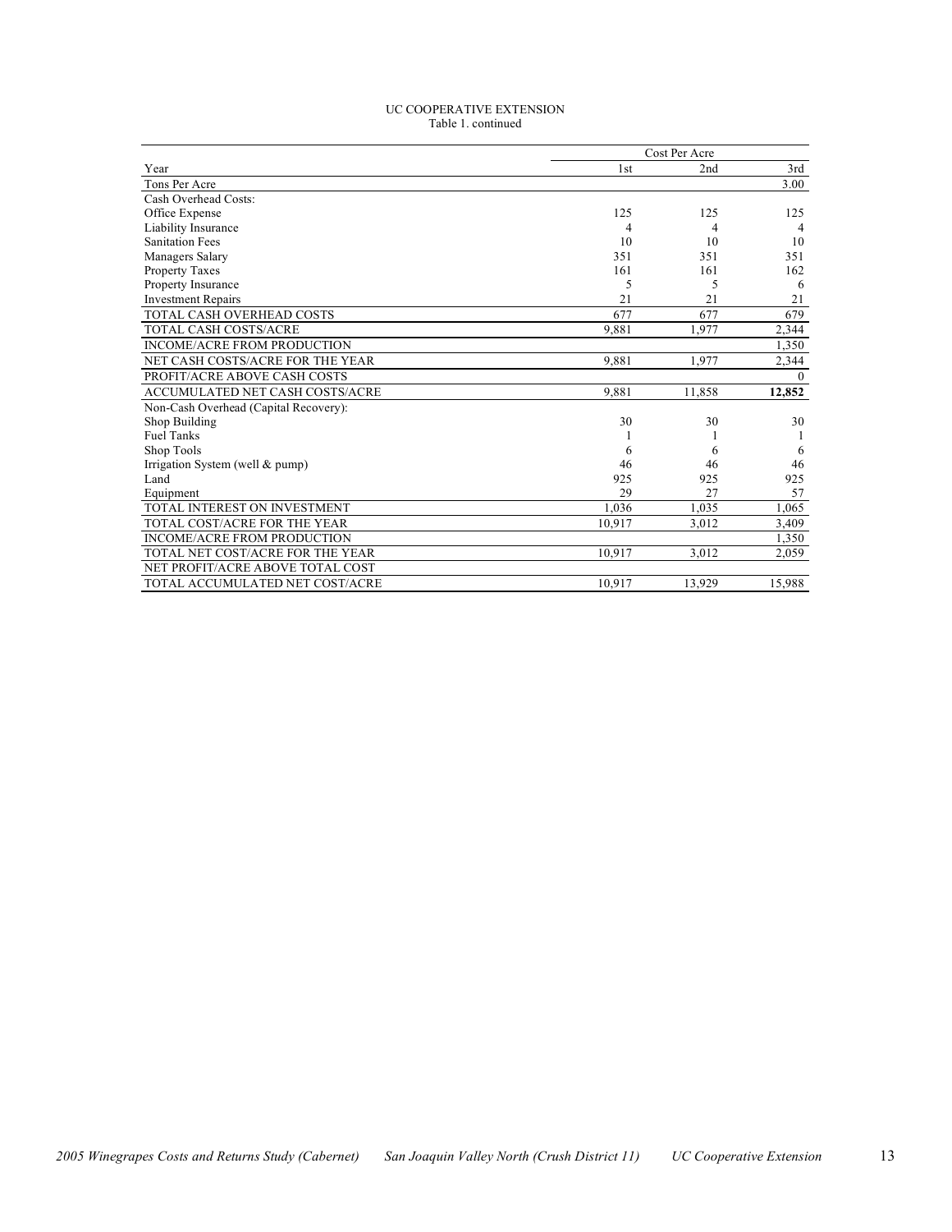UC COOPERATIVE EXTENSION
Table 1. continued

| | Cost Per Acre | | |
|---|---|---|---|
| Year | 1st | 2nd | 3rd |
| Tons Per Acre | | | 3.00 |
| Cash Overhead Costs: | | | |
| Office Expense | 125 | 125 | 125 |
| Liability Insurance | 4 | 4 | 4 |
| Sanitation Fees | 10 | 10 | 10 |
| Managers Salary | 351 | 351 | 351 |
| Property Taxes | 161 | 161 | 162 |
| Property Insurance | 5 | 5 | 6 |
| Investment Repairs | 21 | 21 | 21 |
| TOTAL CASH OVERHEAD COSTS | 677 | 677 | 679 |
| TOTAL CASH COSTS/ACRE | 9,881 | 1,977 | 2,344 |
| INCOME/ACRE FROM PRODUCTION | | | 1,350 |
| NET CASH COSTS/ACRE FOR THE YEAR | 9,881 | 1,977 | 2,344 |
| PROFIT/ACRE ABOVE CASH COSTS | | | 0 |
| ACCUMULATED NET CASH COSTS/ACRE | 9,881 | 11,858 | **12,852** |
| Non-Cash Overhead (Capital Recovery): | | | |
| Shop Building | 30 | 30 | 30 |
| Fuel Tanks | 1 | 1 | 1 |
| Shop Tools | 6 | 6 | 6 |
| Irrigation System (well & pump) | 46 | 46 | 46 |
| Land | 925 | 925 | 925 |
| Equipment | 29 | 27 | 57 |
| TOTAL INTEREST ON INVESTMENT | 1,036 | 1,035 | 1,065 |
| TOTAL COST/ACRE FOR THE YEAR | 10,917 | 3,012 | 3,409 |
| INCOME/ACRE FROM PRODUCTION | | | 1,350 |
| TOTAL NET COST/ACRE FOR THE YEAR | 10,917 | 3,012 | 2,059 |
| NET PROFIT/ACRE ABOVE TOTAL COST | | | |
| TOTAL ACCUMULATED NET COST/ACRE | 10,917 | 13,929 | 15,988 |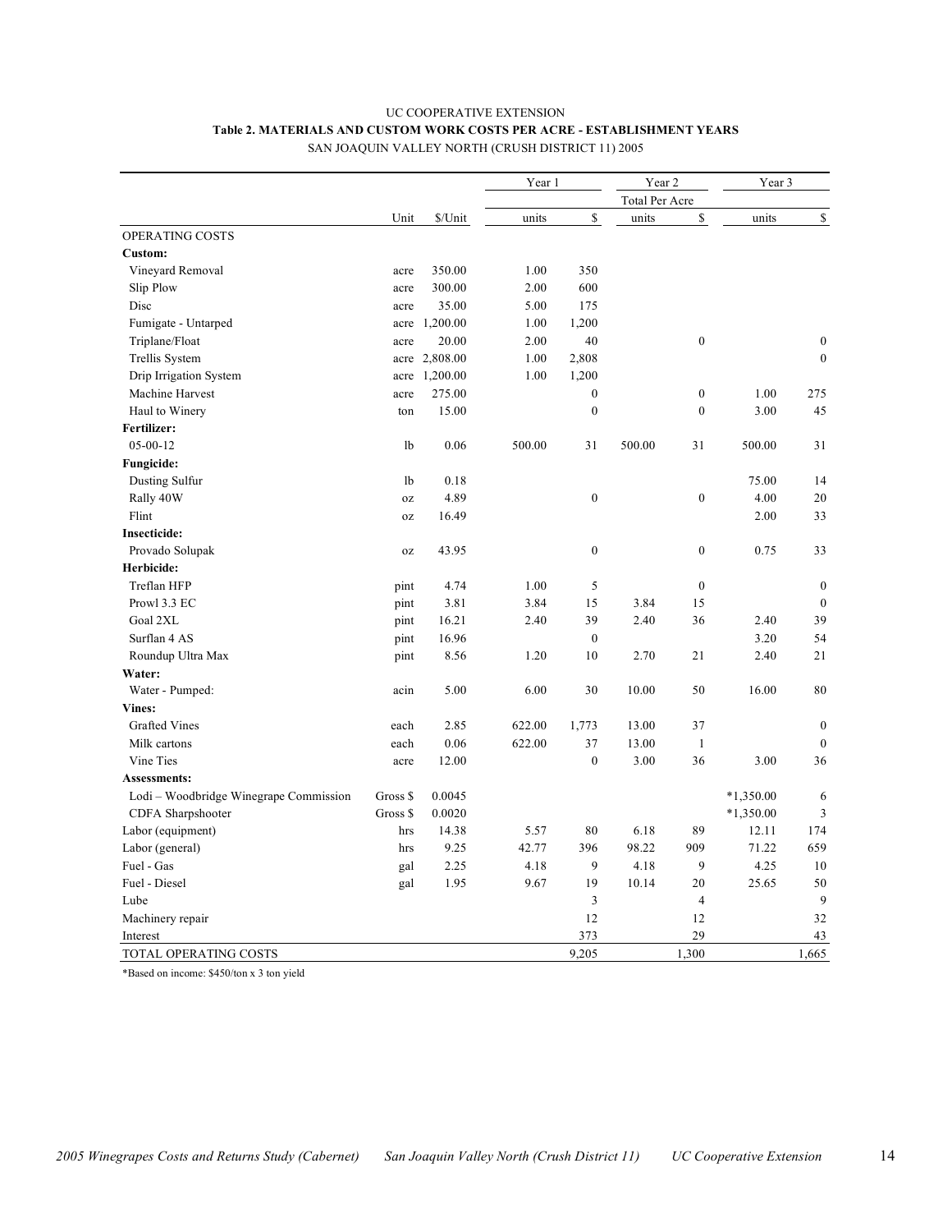UC COOPERATIVE EXTENSION

**Table 2. MATERIALS AND CUSTOM WORK COSTS PER ACRE - ESTABLISHMENT YEARS**

SAN JOAQUIN VALLEY NORTH (CRUSH DISTRICT 11) 2005

| | | | Year 1 | | Year 2 | | Year 3 | |
|---|---|---|---|---|---|---|---|---|
| | | | | | Total Per Acre | | | |
| | Unit | $/Unit | units | $ | units | $ | units | $ |
| OPERATING COSTS | | | | | | | | |
| **Custom:** | | | | | | | | |
| Vineyard Removal | acre | 350.00 | 1.00 | 350 | | | | |
| Slip Plow | acre | 300.00 | 2.00 | 600 | | | | |
| Disc | acre | 35.00 | 5.00 | 175 | | | | |
| Fumigate - Untarped | acre | 1,200.00 | 1.00 | 1,200 | | | | |
| Triplane/Float | acre | 20.00 | 2.00 | 40 | | 0 | | 0 |
| Trellis System | acre | 2,808.00 | 1.00 | 2,808 | | | | 0 |
| Drip Irrigation System | acre | 1,200.00 | 1.00 | 1,200 | | | | |
| Machine Harvest | acre | 275.00 | | 0 | | 0 | 1.00 | 275 |
| Haul to Winery | ton | 15.00 | | 0 | | 0 | 3.00 | 45 |
| **Fertilizer:** | | | | | | | | |
| 05-00-12 | lb | 0.06 | 500.00 | 31 | 500.00 | 31 | 500.00 | 31 |
| **Fungicide:** | | | | | | | | |
| Dusting Sulfur | lb | 0.18 | | | | | 75.00 | 14 |
| Rally 40W | oz | 4.89 | | 0 | | 0 | 4.00 | 20 |
| Flint | oz | 16.49 | | | | | 2.00 | 33 |
| **Insecticide:** | | | | | | | | |
| Provado Solupak | oz | 43.95 | | 0 | | 0 | 0.75 | 33 |
| **Herbicide:** | | | | | | | | |
| Treflan HFP | pint | 4.74 | 1.00 | 5 | | 0 | | 0 |
| Prowl 3.3 EC | pint | 3.81 | 3.84 | 15 | 3.84 | 15 | | 0 |
| Goal 2XL | pint | 16.21 | 2.40 | 39 | 2.40 | 36 | 2.40 | 39 |
| Surflan 4 AS | pint | 16.96 | | 0 | | | 3.20 | 54 |
| Roundup Ultra Max | pint | 8.56 | 1.20 | 10 | 2.70 | 21 | 2.40 | 21 |
| **Water:** | | | | | | | | |
| Water - Pumped: | acin | 5.00 | 6.00 | 30 | 10.00 | 50 | 16.00 | 80 |
| **Vines:** | | | | | | | | |
| Grafted Vines | each | 2.85 | 622.00 | 1,773 | 13.00 | 37 | | 0 |
| Milk cartons | each | 0.06 | 622.00 | 37 | 13.00 | 1 | | 0 |
| Vine Ties | acre | 12.00 | | 0 | 3.00 | 36 | 3.00 | 36 |
| **Assessments:** | | | | | | | | |
| Lodi – Woodbridge Winegrape Commission | Gross $ | 0.0045 | | | | | *1,350.00 | 6 |
| CDFA Sharpshooter | Gross $ | 0.0020 | | | | | *1,350.00 | 3 |
| Labor (equipment) | hrs | 14.38 | 5.57 | 80 | 6.18 | 89 | 12.11 | 174 |
| Labor (general) | hrs | 9.25 | 42.77 | 396 | 98.22 | 909 | 71.22 | 659 |
| Fuel - Gas | gal | 2.25 | 4.18 | 9 | 4.18 | 9 | 4.25 | 10 |
| Fuel - Diesel | gal | 1.95 | 9.67 | 19 | 10.14 | 20 | 25.65 | 50 |
| Lube | | | | 3 | | 4 | | 9 |
| Machinery repair | | | | 12 | | 12 | | 32 |
| Interest | | | | 373 | | 29 | | 43 |
| TOTAL OPERATING COSTS | | | | 9,205 | | 1,300 | | 1,665 |

*Based on income: $450/ton x 3 ton yield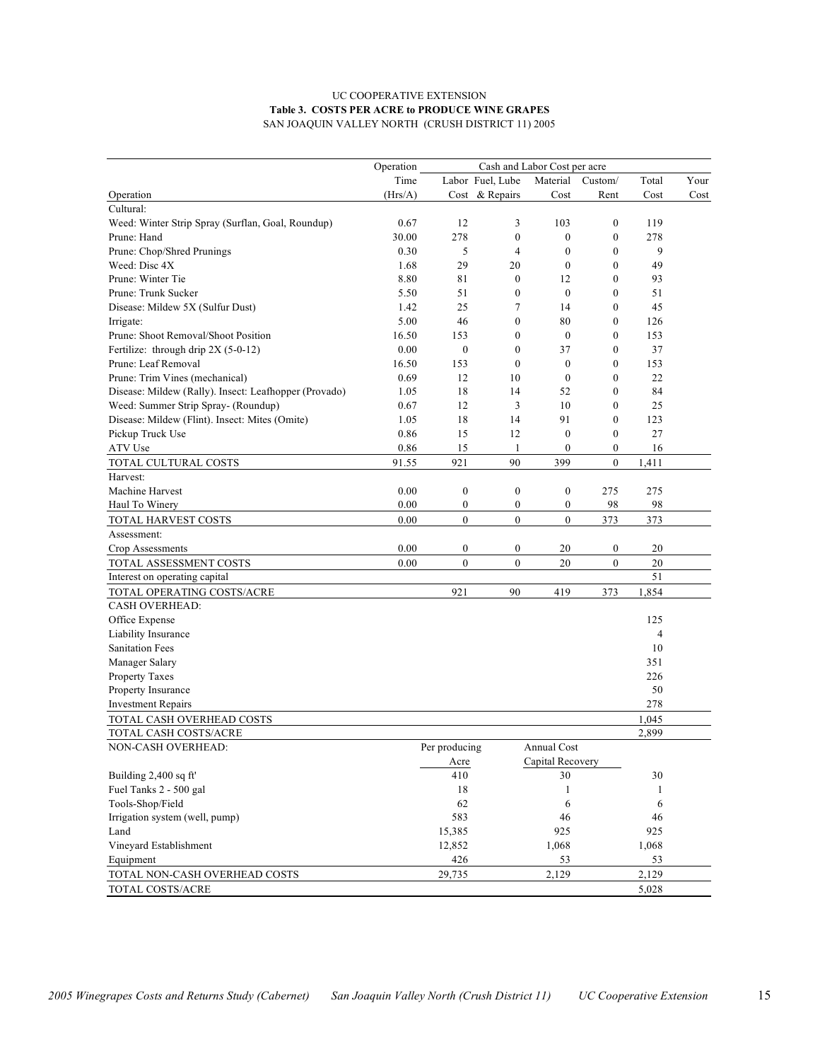UC COOPERATIVE EXTENSION

**Table 3. COSTS PER ACRE to PRODUCE WINE GRAPES**

SAN JOAQUIN VALLEY NORTH (CRUSH DISTRICT 11) 2005

| Operation | Operation Time (Hrs/A) | Cash and Labor Cost per acre: Labor Cost | Fuel, Lube & Repairs | Material Cost | Custom/ Rent | Total Cost | Your Cost |
|---|---|---|---|---|---|---|---|
| Cultural: | | | | | | | |
| Weed: Winter Strip Spray (Surflan, Goal, Roundup) | 0.67 | 12 | 3 | 103 | 0 | 119 | |
| Prune: Hand | 30.00 | 278 | 0 | 0 | 0 | 278 | |
| Prune: Chop/Shred Prunings | 0.30 | 5 | 4 | 0 | 0 | 9 | |
| Weed: Disc 4X | 1.68 | 29 | 20 | 0 | 0 | 49 | |
| Prune: Winter Tie | 8.80 | 81 | 0 | 12 | 0 | 93 | |
| Prune: Trunk Sucker | 5.50 | 51 | 0 | 0 | 0 | 51 | |
| Disease: Mildew 5X (Sulfur Dust) | 1.42 | 25 | 7 | 14 | 0 | 45 | |
| Irrigate: | 5.00 | 46 | 0 | 80 | 0 | 126 | |
| Prune: Shoot Removal/Shoot Position | 16.50 | 153 | 0 | 0 | 0 | 153 | |
| Fertilize: through drip 2X (5-0-12) | 0.00 | 0 | 0 | 37 | 0 | 37 | |
| Prune: Leaf Removal | 16.50 | 153 | 0 | 0 | 0 | 153 | |
| Prune: Trim Vines (mechanical) | 0.69 | 12 | 10 | 0 | 0 | 22 | |
| Disease: Mildew (Rally). Insect: Leafhopper (Provado) | 1.05 | 18 | 14 | 52 | 0 | 84 | |
| Weed: Summer Strip Spray- (Roundup) | 0.67 | 12 | 3 | 10 | 0 | 25 | |
| Disease: Mildew (Flint). Insect: Mites (Omite) | 1.05 | 18 | 14 | 91 | 0 | 123 | |
| Pickup Truck Use | 0.86 | 15 | 12 | 0 | 0 | 27 | |
| ATV Use | 0.86 | 15 | 1 | 0 | 0 | 16 | |
| TOTAL CULTURAL COSTS | 91.55 | 921 | 90 | 399 | 0 | 1,411 | |
| Harvest: | | | | | | | |
| Machine Harvest | 0.00 | 0 | 0 | 0 | 275 | 275 | |
| Haul To Winery | 0.00 | 0 | 0 | 0 | 98 | 98 | |
| TOTAL HARVEST COSTS | 0.00 | 0 | 0 | 0 | 373 | 373 | |
| Assessment: | | | | | | | |
| Crop Assessments | 0.00 | 0 | 0 | 20 | 0 | 20 | |
| TOTAL ASSESSMENT COSTS | 0.00 | 0 | 0 | 20 | 0 | 20 | |
| Interest on operating capital | | | | | | 51 | |
| TOTAL OPERATING COSTS/ACRE | | 921 | 90 | 419 | 373 | 1,854 | |
| CASH OVERHEAD: | | | | | | | |
| Office Expense | | | | | | 125 | |
| Liability Insurance | | | | | | 4 | |
| Sanitation Fees | | | | | | 10 | |
| Manager Salary | | | | | | 351 | |
| Property Taxes | | | | | | 226 | |
| Property Insurance | | | | | | 50 | |
| Investment Repairs | | | | | | 278 | |
| TOTAL CASH OVERHEAD COSTS | | | | | | 1,045 | |
| TOTAL CASH COSTS/ACRE | | | | | | 2,899 | |

| NON-CASH OVERHEAD: | Per producing Acre | Annual Cost Capital Recovery | Total Cost | Your Cost |
|---|---|---|---|---|
| Building 2,400 sq ft' | 410 | 30 | 30 | |
| Fuel Tanks 2 - 500 gal | 18 | 1 | 1 | |
| Tools-Shop/Field | 62 | 6 | 6 | |
| Irrigation system (well, pump) | 583 | 46 | 46 | |
| Land | 15,385 | 925 | 925 | |
| Vineyard Establishment | 12,852 | 1,068 | 1,068 | |
| Equipment | 426 | 53 | 53 | |
| TOTAL NON-CASH OVERHEAD COSTS | 29,735 | 2,129 | 2,129 | |
| TOTAL COSTS/ACRE | | | 5,028 | |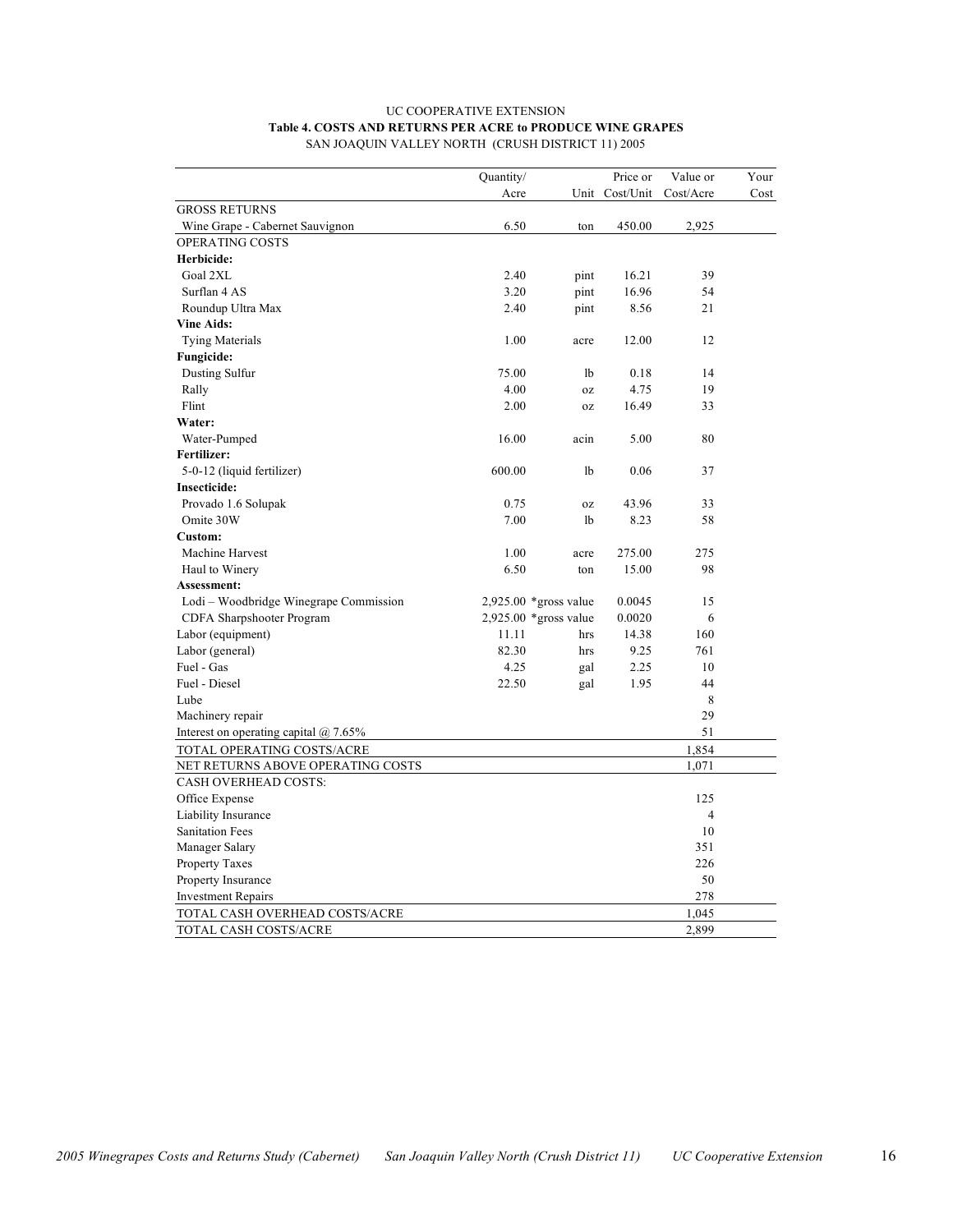UC COOPERATIVE EXTENSION

**Table 4. COSTS AND RETURNS PER ACRE to PRODUCE WINE GRAPES**

SAN JOAQUIN VALLEY NORTH (CRUSH DISTRICT 11) 2005

| | Quantity/ Acre | Unit | Price or Cost/Unit | Value or Cost/Acre | Your Cost |
|---|---|---|---|---|---|
| GROSS RETURNS | | | | | |
| Wine Grape - Cabernet Sauvignon | 6.50 | ton | 450.00 | 2,925 | |
| OPERATING COSTS | | | | | |
| **Herbicide:** | | | | | |
| Goal 2XL | 2.40 | pint | 16.21 | 39 | |
| Surflan 4 AS | 3.20 | pint | 16.96 | 54 | |
| Roundup Ultra Max | 2.40 | pint | 8.56 | 21 | |
| **Vine Aids:** | | | | | |
| Tying Materials | 1.00 | acre | 12.00 | 12 | |
| **Fungicide:** | | | | | |
| Dusting Sulfur | 75.00 | lb | 0.18 | 14 | |
| Rally | 4.00 | oz | 4.75 | 19 | |
| Flint | 2.00 | oz | 16.49 | 33 | |
| **Water:** | | | | | |
| Water-Pumped | 16.00 | acin | 5.00 | 80 | |
| **Fertilizer:** | | | | | |
| 5-0-12 (liquid fertilizer) | 600.00 | lb | 0.06 | 37 | |
| **Insecticide:** | | | | | |
| Provado 1.6 Solupak | 0.75 | oz | 43.96 | 33 | |
| Omite 30W | 7.00 | lb | 8.23 | 58 | |
| **Custom:** | | | | | |
| Machine Harvest | 1.00 | acre | 275.00 | 275 | |
| Haul to Winery | 6.50 | ton | 15.00 | 98 | |
| **Assessment:** | | | | | |
| Lodi – Woodbridge Winegrape Commission | 2,925.00 | *gross value | 0.0045 | 15 | |
| CDFA Sharpshooter Program | 2,925.00 | *gross value | 0.0020 | 6 | |
| Labor (equipment) | 11.11 | hrs | 14.38 | 160 | |
| Labor (general) | 82.30 | hrs | 9.25 | 761 | |
| Fuel - Gas | 4.25 | gal | 2.25 | 10 | |
| Fuel - Diesel | 22.50 | gal | 1.95 | 44 | |
| Lube | | | | 8 | |
| Machinery repair | | | | 29 | |
| Interest on operating capital @ 7.65% | | | | 51 | |
| TOTAL OPERATING COSTS/ACRE | | | | 1,854 | |
| NET RETURNS ABOVE OPERATING COSTS | | | | 1,071 | |
| CASH OVERHEAD COSTS: | | | | | |
| Office Expense | | | | 125 | |
| Liability Insurance | | | | 4 | |
| Sanitation Fees | | | | 10 | |
| Manager Salary | | | | 351 | |
| Property Taxes | | | | 226 | |
| Property Insurance | | | | 50 | |
| Investment Repairs | | | | 278 | |
| TOTAL CASH OVERHEAD COSTS/ACRE | | | | 1,045 | |
| TOTAL CASH COSTS/ACRE | | | | 2,899 | |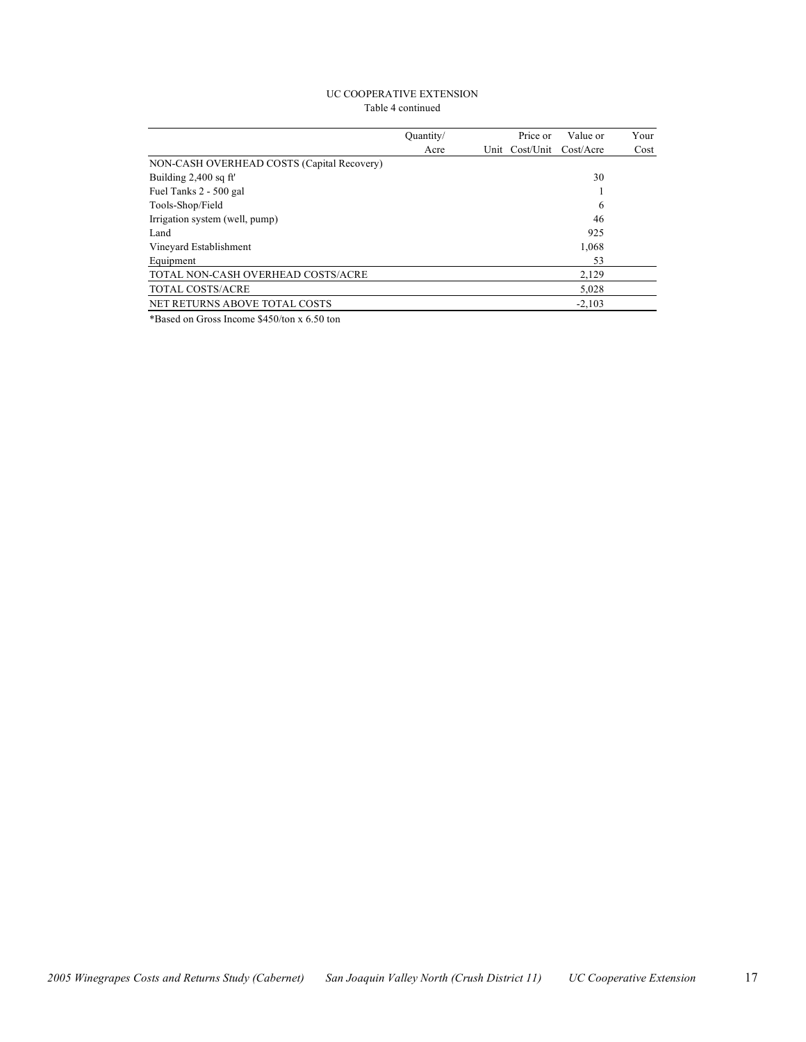UC COOPERATIVE EXTENSION
Table 4 continued

| | Quantity/ Acre | Unit | Price or Cost/Unit | Value or Cost/Acre | Your Cost |
|---|---|---|---|---|---|
| NON-CASH OVERHEAD COSTS (Capital Recovery) | | | | | |
| Building 2,400 sq ft' | | | | 30 | |
| Fuel Tanks 2 - 500 gal | | | | 1 | |
| Tools-Shop/Field | | | | 6 | |
| Irrigation system (well, pump) | | | | 46 | |
| Land | | | | 925 | |
| Vineyard Establishment | | | | 1,068 | |
| Equipment | | | | 53 | |
| TOTAL NON-CASH OVERHEAD COSTS/ACRE | | | | 2,129 | |
| TOTAL COSTS/ACRE | | | | 5,028 | |
| NET RETURNS ABOVE TOTAL COSTS | | | | -2,103 | |

*Based on Gross Income $450/ton x 6.50 ton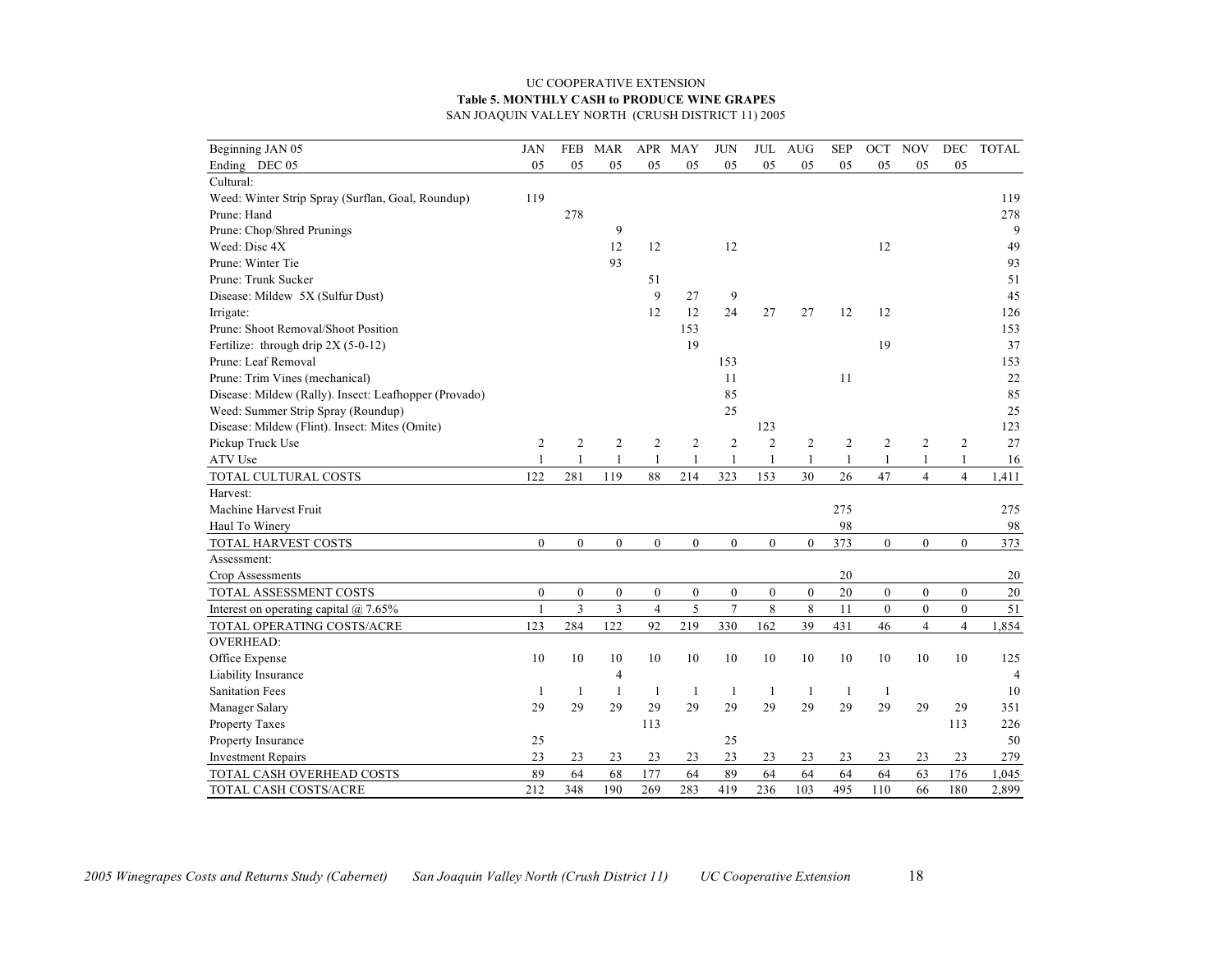UC COOPERATIVE EXTENSION

**Table 5. MONTHLY CASH to PRODUCE WINE GRAPES**

SAN JOAQUIN VALLEY NORTH (CRUSH DISTRICT 11) 2005

| Beginning JAN 05 | JAN | FEB | MAR | APR | MAY | JUN | JUL | AUG | SEP | OCT | NOV | DEC | TOTAL |
|---|---|---|---|---|---|---|---|---|---|---|---|---|---|
| Ending DEC 05 | 05 | 05 | 05 | 05 | 05 | 05 | 05 | 05 | 05 | 05 | 05 | 05 | |
| Cultural: | | | | | | | | | | | | | |
| Weed: Winter Strip Spray (Surflan, Goal, Roundup) | 119 | | | | | | | | | | | | 119 |
| Prune: Hand | | 278 | | | | | | | | | | | 278 |
| Prune: Chop/Shred Prunings | | | 9 | | | | | | | | | | 9 |
| Weed: Disc 4X | | | 12 | 12 | | 12 | | | | 12 | | | 49 |
| Prune: Winter Tie | | | 93 | | | | | | | | | | 93 |
| Prune: Trunk Sucker | | | | 51 | | | | | | | | | 51 |
| Disease: Mildew 5X (Sulfur Dust) | | | | 9 | 27 | 9 | | | | | | | 45 |
| Irrigate: | | | | 12 | 12 | 24 | 27 | 27 | 12 | 12 | | | 126 |
| Prune: Shoot Removal/Shoot Position | | | | | 153 | | | | | | | | 153 |
| Fertilize: through drip 2X (5-0-12) | | | | | 19 | | | | | 19 | | | 37 |
| Prune: Leaf Removal | | | | | | 153 | | | | | | | 153 |
| Prune: Trim Vines (mechanical) | | | | | | 11 | | | 11 | | | | 22 |
| Disease: Mildew (Rally). Insect: Leafhopper (Provado) | | | | | | 85 | | | | | | | 85 |
| Weed: Summer Strip Spray (Roundup) | | | | | | 25 | | | | | | | 25 |
| Disease: Mildew (Flint). Insect: Mites (Omite) | | | | | | | 123 | | | | | | 123 |
| Pickup Truck Use | 2 | 2 | 2 | 2 | 2 | 2 | 2 | 2 | 2 | 2 | 2 | 2 | 27 |
| ATV Use | 1 | 1 | 1 | 1 | 1 | 1 | 1 | 1 | 1 | 1 | 1 | 1 | 16 |
| TOTAL CULTURAL COSTS | 122 | 281 | 119 | 88 | 214 | 323 | 153 | 30 | 26 | 47 | 4 | 4 | 1,411 |
| Harvest: | | | | | | | | | | | | | |
| Machine Harvest Fruit | | | | | | | | | 275 | | | | 275 |
| Haul To Winery | | | | | | | | | 98 | | | | 98 |
| TOTAL HARVEST COSTS | 0 | 0 | 0 | 0 | 0 | 0 | 0 | 0 | 373 | 0 | 0 | 0 | 373 |
| Assessment: | | | | | | | | | | | | | |
| Crop Assessments | | | | | | | | | 20 | | | | 20 |
| TOTAL ASSESSMENT COSTS | 0 | 0 | 0 | 0 | 0 | 0 | 0 | 0 | 20 | 0 | 0 | 0 | 20 |
| Interest on operating capital @ 7.65% | 1 | 3 | 3 | 4 | 5 | 7 | 8 | 8 | 11 | 0 | 0 | 0 | 51 |
| TOTAL OPERATING COSTS/ACRE | 123 | 284 | 122 | 92 | 219 | 330 | 162 | 39 | 431 | 46 | 4 | 4 | 1,854 |
| OVERHEAD: | | | | | | | | | | | | | |
| Office Expense | 10 | 10 | 10 | 10 | 10 | 10 | 10 | 10 | 10 | 10 | 10 | 10 | 125 |
| Liability Insurance | | | 4 | | | | | | | | | | 4 |
| Sanitation Fees | 1 | 1 | 1 | 1 | 1 | 1 | 1 | 1 | 1 | 1 | | | 10 |
| Manager Salary | 29 | 29 | 29 | 29 | 29 | 29 | 29 | 29 | 29 | 29 | 29 | 29 | 351 |
| Property Taxes | | | | 113 | | | | | | | | 113 | 226 |
| Property Insurance | 25 | | | | | 25 | | | | | | | 50 |
| Investment Repairs | 23 | 23 | 23 | 23 | 23 | 23 | 23 | 23 | 23 | 23 | 23 | 23 | 279 |
| TOTAL CASH OVERHEAD COSTS | 89 | 64 | 68 | 177 | 64 | 89 | 64 | 64 | 64 | 64 | 63 | 176 | 1,045 |
| TOTAL CASH COSTS/ACRE | 212 | 348 | 190 | 269 | 283 | 419 | 236 | 103 | 495 | 110 | 66 | 180 | 2,899 |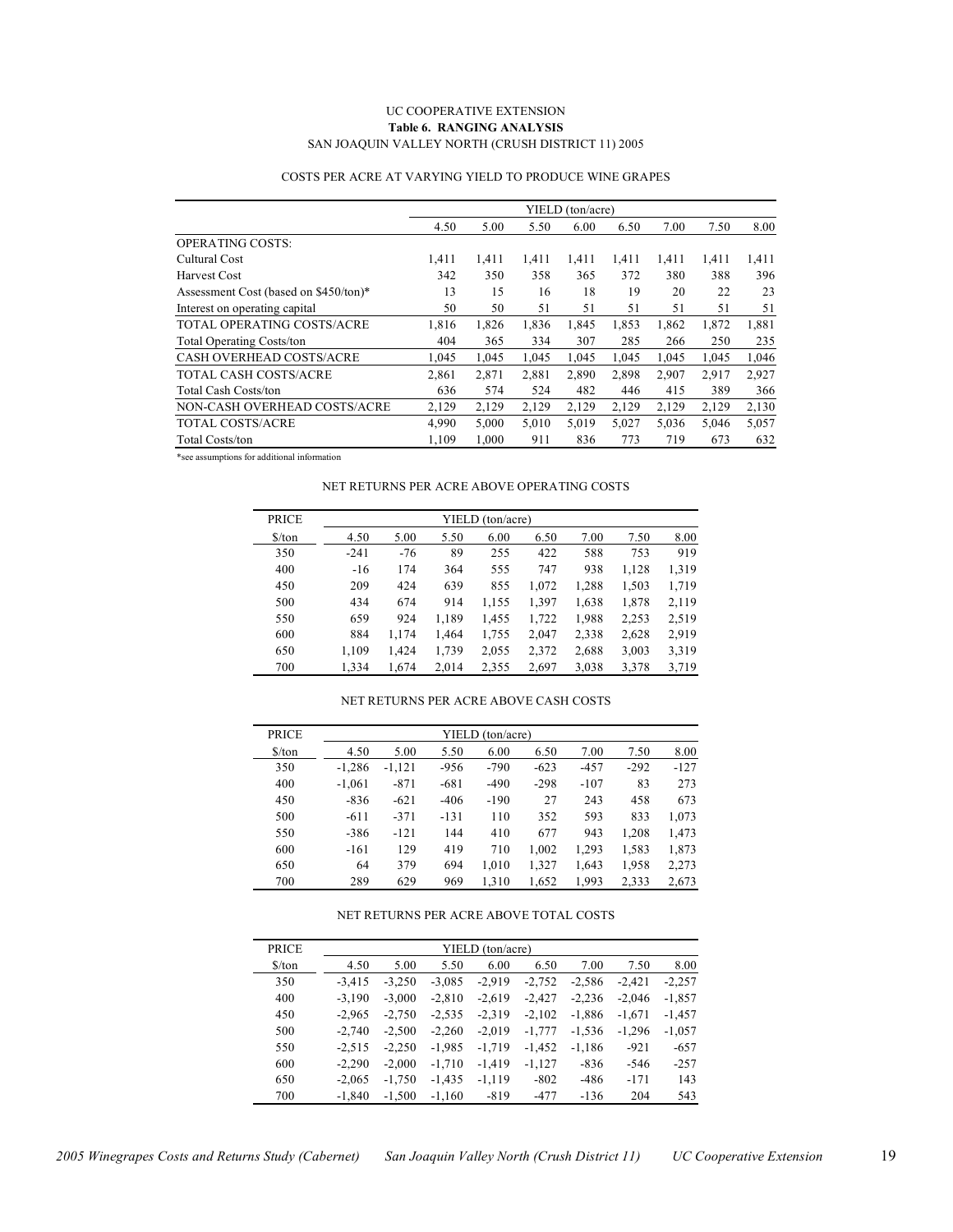UC COOPERATIVE EXTENSION

**Table 6. RANGING ANALYSIS**

SAN JOAQUIN VALLEY NORTH (CRUSH DISTRICT 11) 2005

COSTS PER ACRE AT VARYING YIELD TO PRODUCE WINE GRAPES

| | YIELD (ton/acre) | | | | | | | |
|---|---|---|---|---|---|---|---|---|
| | 4.50 | 5.00 | 5.50 | 6.00 | 6.50 | 7.00 | 7.50 | 8.00 |
| OPERATING COSTS: | | | | | | | | |
| Cultural Cost | 1,411 | 1,411 | 1,411 | 1,411 | 1,411 | 1,411 | 1,411 | 1,411 |
| Harvest Cost | 342 | 350 | 358 | 365 | 372 | 380 | 388 | 396 |
| Assessment Cost (based on $450/ton)* | 13 | 15 | 16 | 18 | 19 | 20 | 22 | 23 |
| Interest on operating capital | 50 | 50 | 51 | 51 | 51 | 51 | 51 | 51 |
| TOTAL OPERATING COSTS/ACRE | 1,816 | 1,826 | 1,836 | 1,845 | 1,853 | 1,862 | 1,872 | 1,881 |
| Total Operating Costs/ton | 404 | 365 | 334 | 307 | 285 | 266 | 250 | 235 |
| CASH OVERHEAD COSTS/ACRE | 1,045 | 1,045 | 1,045 | 1,045 | 1,045 | 1,045 | 1,045 | 1,046 |
| TOTAL CASH COSTS/ACRE | 2,861 | 2,871 | 2,881 | 2,890 | 2,898 | 2,907 | 2,917 | 2,927 |
| Total Cash Costs/ton | 636 | 574 | 524 | 482 | 446 | 415 | 389 | 366 |
| NON-CASH OVERHEAD COSTS/ACRE | 2,129 | 2,129 | 2,129 | 2,129 | 2,129 | 2,129 | 2,129 | 2,130 |
| TOTAL COSTS/ACRE | 4,990 | 5,000 | 5,010 | 5,019 | 5,027 | 5,036 | 5,046 | 5,057 |
| Total Costs/ton | 1,109 | 1,000 | 911 | 836 | 773 | 719 | 673 | 632 |

*see assumptions for additional information

NET RETURNS PER ACRE ABOVE OPERATING COSTS

| PRICE | YIELD (ton/acre) | | | | | | | |
|---|---|---|---|---|---|---|---|---|
| $/ton | 4.50 | 5.00 | 5.50 | 6.00 | 6.50 | 7.00 | 7.50 | 8.00 |
| 350 | -241 | -76 | 89 | 255 | 422 | 588 | 753 | 919 |
| 400 | -16 | 174 | 364 | 555 | 747 | 938 | 1,128 | 1,319 |
| 450 | 209 | 424 | 639 | 855 | 1,072 | 1,288 | 1,503 | 1,719 |
| 500 | 434 | 674 | 914 | 1,155 | 1,397 | 1,638 | 1,878 | 2,119 |
| 550 | 659 | 924 | 1,189 | 1,455 | 1,722 | 1,988 | 2,253 | 2,519 |
| 600 | 884 | 1,174 | 1,464 | 1,755 | 2,047 | 2,338 | 2,628 | 2,919 |
| 650 | 1,109 | 1,424 | 1,739 | 2,055 | 2,372 | 2,688 | 3,003 | 3,319 |
| 700 | 1,334 | 1,674 | 2,014 | 2,355 | 2,697 | 3,038 | 3,378 | 3,719 |

NET RETURNS PER ACRE ABOVE CASH COSTS

| PRICE | YIELD (ton/acre) | | | | | | | |
|---|---|---|---|---|---|---|---|---|
| $/ton | 4.50 | 5.00 | 5.50 | 6.00 | 6.50 | 7.00 | 7.50 | 8.00 |
| 350 | -1,286 | -1,121 | -956 | -790 | -623 | -457 | -292 | -127 |
| 400 | -1,061 | -871 | -681 | -490 | -298 | -107 | 83 | 273 |
| 450 | -836 | -621 | -406 | -190 | 27 | 243 | 458 | 673 |
| 500 | -611 | -371 | -131 | 110 | 352 | 593 | 833 | 1,073 |
| 550 | -386 | -121 | 144 | 410 | 677 | 943 | 1,208 | 1,473 |
| 600 | -161 | 129 | 419 | 710 | 1,002 | 1,293 | 1,583 | 1,873 |
| 650 | 64 | 379 | 694 | 1,010 | 1,327 | 1,643 | 1,958 | 2,273 |
| 700 | 289 | 629 | 969 | 1,310 | 1,652 | 1,993 | 2,333 | 2,673 |

NET RETURNS PER ACRE ABOVE TOTAL COSTS

| PRICE | YIELD (ton/acre) | | | | | | | |
|---|---|---|---|---|---|---|---|---|
| $/ton | 4.50 | 5.00 | 5.50 | 6.00 | 6.50 | 7.00 | 7.50 | 8.00 |
| 350 | -3,415 | -3,250 | -3,085 | -2,919 | -2,752 | -2,586 | -2,421 | -2,257 |
| 400 | -3,190 | -3,000 | -2,810 | -2,619 | -2,427 | -2,236 | -2,046 | -1,857 |
| 450 | -2,965 | -2,750 | -2,535 | -2,319 | -2,102 | -1,886 | -1,671 | -1,457 |
| 500 | -2,740 | -2,500 | -2,260 | -2,019 | -1,777 | -1,536 | -1,296 | -1,057 |
| 550 | -2,515 | -2,250 | -1,985 | -1,719 | -1,452 | -1,186 | -921 | -657 |
| 600 | -2,290 | -2,000 | -1,710 | -1,419 | -1,127 | -836 | -546 | -257 |
| 650 | -2,065 | -1,750 | -1,435 | -1,119 | -802 | -486 | -171 | 143 |
| 700 | -1,840 | -1,500 | -1,160 | -819 | -477 | -136 | 204 | 543 |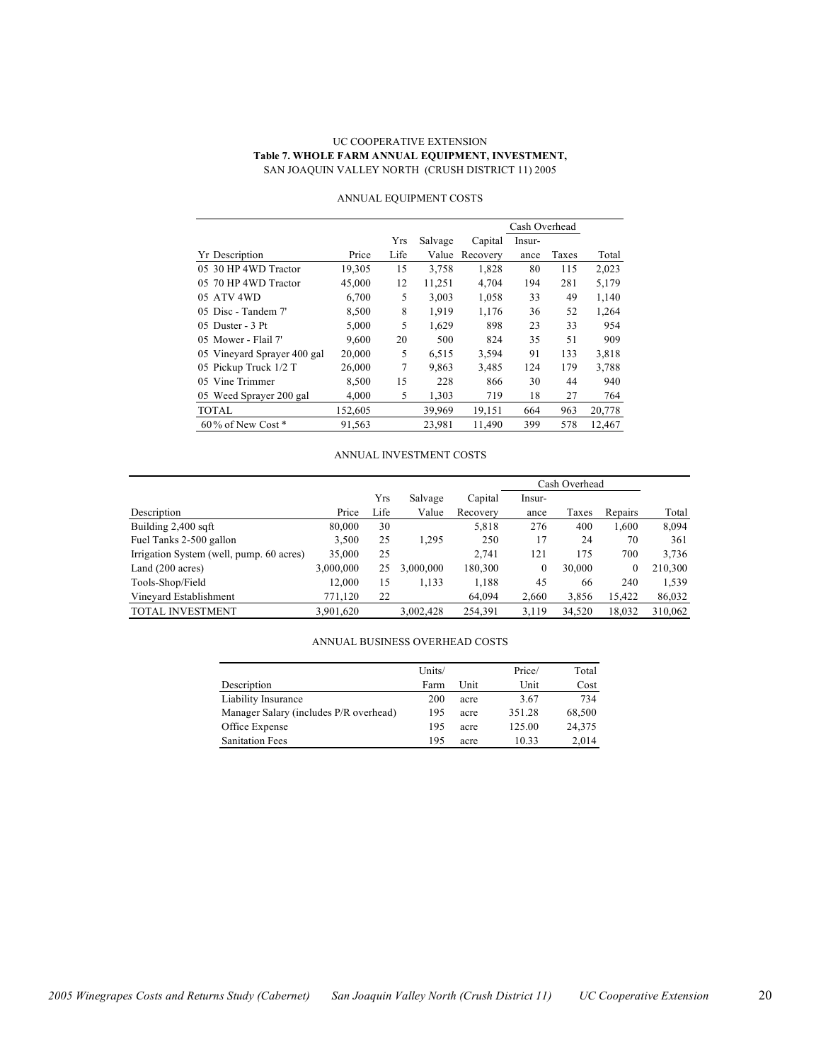UC COOPERATIVE EXTENSION

**Table 7. WHOLE FARM ANNUAL EQUIPMENT, INVESTMENT,**

SAN JOAQUIN VALLEY NORTH (CRUSH DISTRICT 11) 2005

ANNUAL EQUIPMENT COSTS

| | | | | | Cash Overhead | | |
|---|---|---|---|---|---|---|---|
| | | Yrs | Salvage | Capital | Insur- | | |
| Yr Description | Price | Life | Value | Recovery | ance | Taxes | Total |
| 05 30 HP 4WD Tractor | 19,305 | 15 | 3,758 | 1,828 | 80 | 115 | 2,023 |
| 05 70 HP 4WD Tractor | 45,000 | 12 | 11,251 | 4,704 | 194 | 281 | 5,179 |
| 05 ATV 4WD | 6,700 | 5 | 3,003 | 1,058 | 33 | 49 | 1,140 |
| 05 Disc - Tandem 7' | 8,500 | 8 | 1,919 | 1,176 | 36 | 52 | 1,264 |
| 05 Duster - 3 Pt | 5,000 | 5 | 1,629 | 898 | 23 | 33 | 954 |
| 05 Mower - Flail 7' | 9,600 | 20 | 500 | 824 | 35 | 51 | 909 |
| 05 Vineyard Sprayer 400 gal | 20,000 | 5 | 6,515 | 3,594 | 91 | 133 | 3,818 |
| 05 Pickup Truck 1/2 T | 26,000 | 7 | 9,863 | 3,485 | 124 | 179 | 3,788 |
| 05 Vine Trimmer | 8,500 | 15 | 228 | 866 | 30 | 44 | 940 |
| 05 Weed Sprayer 200 gal | 4,000 | 5 | 1,303 | 719 | 18 | 27 | 764 |
| TOTAL | 152,605 | | 39,969 | 19,151 | 664 | 963 | 20,778 |
| 60% of New Cost * | 91,563 | | 23,981 | 11,490 | 399 | 578 | 12,467 |

ANNUAL INVESTMENT COSTS

| | | | | | Cash Overhead | | | |
|---|---|---|---|---|---|---|---|---|
| | | Yrs | Salvage | Capital | Insur- | | | |
| Description | Price | Life | Value | Recovery | ance | Taxes | Repairs | Total |
| Building 2,400 sqft | 80,000 | 30 | | 5,818 | 276 | 400 | 1,600 | 8,094 |
| Fuel Tanks 2-500 gallon | 3,500 | 25 | 1,295 | 250 | 17 | 24 | 70 | 361 |
| Irrigation System (well, pump. 60 acres) | 35,000 | 25 | | 2,741 | 121 | 175 | 700 | 3,736 |
| Land (200 acres) | 3,000,000 | 25 | 3,000,000 | 180,300 | 0 | 30,000 | 0 | 210,300 |
| Tools-Shop/Field | 12,000 | 15 | 1,133 | 1,188 | 45 | 66 | 240 | 1,539 |
| Vineyard Establishment | 771,120 | 22 | | 64,094 | 2,660 | 3,856 | 15,422 | 86,032 |
| TOTAL INVESTMENT | 3,901,620 | | 3,002,428 | 254,391 | 3,119 | 34,520 | 18,032 | 310,062 |

ANNUAL BUSINESS OVERHEAD COSTS

| | Units/ | | Price/ | Total |
|---|---|---|---|---|
| Description | Farm | Unit | Unit | Cost |
| Liability Insurance | 200 | acre | 3.67 | 734 |
| Manager Salary (includes P/R overhead) | 195 | acre | 351.28 | 68,500 |
| Office Expense | 195 | acre | 125.00 | 24,375 |
| Sanitation Fees | 195 | acre | 10.33 | 2,014 |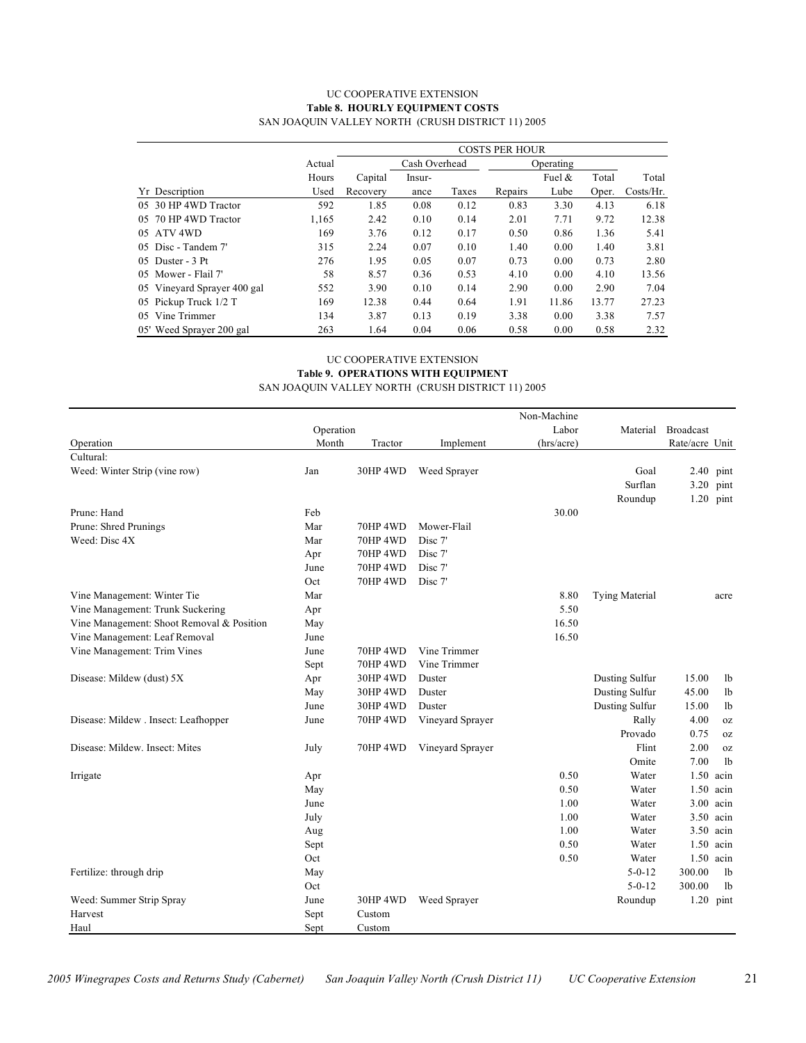UC COOPERATIVE EXTENSION

**Table 8. HOURLY EQUIPMENT COSTS**

SAN JOAQUIN VALLEY NORTH (CRUSH DISTRICT 11) 2005

| | | COSTS PER HOUR | | | | | | |
|---|---|---|---|---|---|---|---|---|
| | Actual | | Cash Overhead | | Operating | | | |
| | Hours | Capital | Insur- | | | Fuel & | Total | Total |
| Yr Description | Used | Recovery | ance | Taxes | Repairs | Lube | Oper. | Costs/Hr. |
| 05 30 HP 4WD Tractor | 592 | 1.85 | 0.08 | 0.12 | 0.83 | 3.30 | 4.13 | 6.18 |
| 05 70 HP 4WD Tractor | 1,165 | 2.42 | 0.10 | 0.14 | 2.01 | 7.71 | 9.72 | 12.38 |
| 05 ATV 4WD | 169 | 3.76 | 0.12 | 0.17 | 0.50 | 0.86 | 1.36 | 5.41 |
| 05 Disc - Tandem 7' | 315 | 2.24 | 0.07 | 0.10 | 1.40 | 0.00 | 1.40 | 3.81 |
| 05 Duster - 3 Pt | 276 | 1.95 | 0.05 | 0.07 | 0.73 | 0.00 | 0.73 | 2.80 |
| 05 Mower - Flail 7' | 58 | 8.57 | 0.36 | 0.53 | 4.10 | 0.00 | 4.10 | 13.56 |
| 05 Vineyard Sprayer 400 gal | 552 | 3.90 | 0.10 | 0.14 | 2.90 | 0.00 | 2.90 | 7.04 |
| 05 Pickup Truck 1/2 T | 169 | 12.38 | 0.44 | 0.64 | 1.91 | 11.86 | 13.77 | 27.23 |
| 05 Vine Trimmer | 134 | 3.87 | 0.13 | 0.19 | 3.38 | 0.00 | 3.38 | 7.57 |
| 05' Weed Sprayer 200 gal | 263 | 1.64 | 0.04 | 0.06 | 0.58 | 0.00 | 0.58 | 2.32 |

UC COOPERATIVE EXTENSION

**Table 9. OPERATIONS WITH EQUIPMENT**

SAN JOAQUIN VALLEY NORTH (CRUSH DISTRICT 11) 2005

| | | | | Non-Machine | | | |
|---|---|---|---|---|---|---|---|
| | Operation | | | Labor | Material | Broadcast | |
| Operation | Month | Tractor | Implement | (hrs/acre) | | Rate/acre | Unit |
| Cultural: | | | | | | | |
| Weed: Winter Strip (vine row) | Jan | 30HP 4WD | Weed Sprayer | | Goal | 2.40 | pint |
| | | | | | Surflan | 3.20 | pint |
| | | | | | Roundup | 1.20 | pint |
| Prune: Hand | Feb | | | 30.00 | | | |
| Prune: Shred Prunings | Mar | 70HP 4WD | Mower-Flail | | | | |
| Weed: Disc 4X | Mar | 70HP 4WD | Disc 7' | | | | |
| | Apr | 70HP 4WD | Disc 7' | | | | |
| | June | 70HP 4WD | Disc 7' | | | | |
| | Oct | 70HP 4WD | Disc 7' | | | | |
| Vine Management: Winter Tie | Mar | | | 8.80 | Tying Material | | acre |
| Vine Management: Trunk Suckering | Apr | | | 5.50 | | | |
| Vine Management: Shoot Removal & Position | May | | | 16.50 | | | |
| Vine Management: Leaf Removal | June | | | 16.50 | | | |
| Vine Management: Trim Vines | June | 70HP 4WD | Vine Trimmer | | | | |
| | Sept | 70HP 4WD | Vine Trimmer | | | | |
| Disease: Mildew (dust) 5X | Apr | 30HP 4WD | Duster | | Dusting Sulfur | 15.00 | lb |
| | May | 30HP 4WD | Duster | | Dusting Sulfur | 45.00 | lb |
| | June | 30HP 4WD | Duster | | Dusting Sulfur | 15.00 | lb |
| Disease: Mildew . Insect: Leafhopper | June | 70HP 4WD | Vineyard Sprayer | | Rally | 4.00 | oz |
| | | | | | Provado | 0.75 | oz |
| Disease: Mildew. Insect: Mites | July | 70HP 4WD | Vineyard Sprayer | | Flint | 2.00 | oz |
| | | | | | Omite | 7.00 | lb |
| Irrigate | Apr | | | 0.50 | Water | 1.50 | acin |
| | May | | | 0.50 | Water | 1.50 | acin |
| | June | | | 1.00 | Water | 3.00 | acin |
| | July | | | 1.00 | Water | 3.50 | acin |
| | Aug | | | 1.00 | Water | 3.50 | acin |
| | Sept | | | 0.50 | Water | 1.50 | acin |
| | Oct | | | 0.50 | Water | 1.50 | acin |
| Fertilize: through drip | May | | | | 5-0-12 | 300.00 | lb |
| | Oct | | | | 5-0-12 | 300.00 | lb |
| Weed: Summer Strip Spray | June | 30HP 4WD | Weed Sprayer | | Roundup | 1.20 | pint |
| Harvest | Sept | Custom | | | | | |
| Haul | Sept | Custom | | | | | |